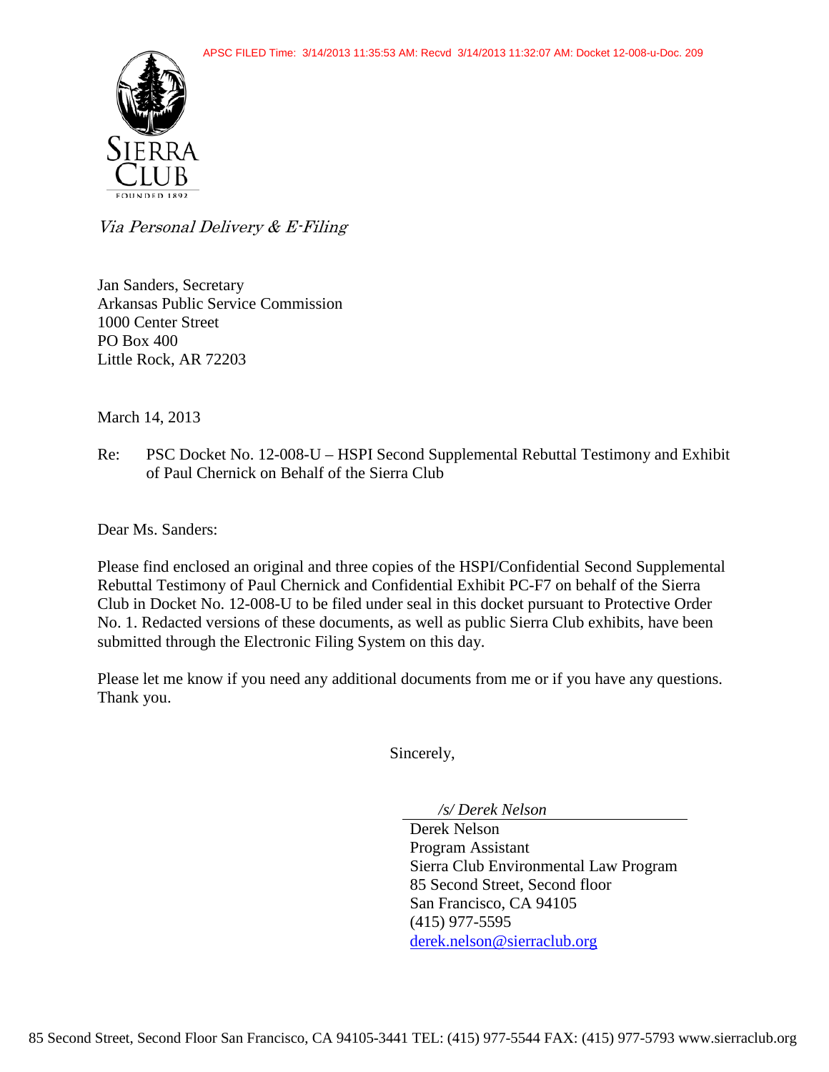APSC FILED Time: 3/14/2013 11:35:53 AM: Recvd 3/14/2013 11:32:07 AM: Docket 12-008-u-Doc. 209

SIERRA CLUB
FOUNDED 1892

*Via Personal Delivery & E-Filing*

Jan Sanders, Secretary
Arkansas Public Service Commission
1000 Center Street
PO Box 400
Little Rock, AR 72203

March 14, 2013

Re: PSC Docket No. 12-008-U – HSPI Second Supplemental Rebuttal Testimony and Exhibit of Paul Chernick on Behalf of the Sierra Club

Dear Ms. Sanders:

Please find enclosed an original and three copies of the HSPI/Confidential Second Supplemental Rebuttal Testimony of Paul Chernick and Confidential Exhibit PC-F7 on behalf of the Sierra Club in Docket No. 12-008-U to be filed under seal in this docket pursuant to Protective Order No. 1. Redacted versions of these documents, as well as public Sierra Club exhibits, have been submitted through the Electronic Filing System on this day.

Please let me know if you need any additional documents from me or if you have any questions. Thank you.

Sincerely,

*/s/ Derek Nelson*
Derek Nelson
Program Assistant
Sierra Club Environmental Law Program
85 Second Street, Second floor
San Francisco, CA 94105
(415) 977-5595
derek.nelson@sierraclub.org

85 Second Street, Second Floor San Francisco, CA 94105-3441 TEL: (415) 977-5544 FAX: (415) 977-5793 www.sierraclub.org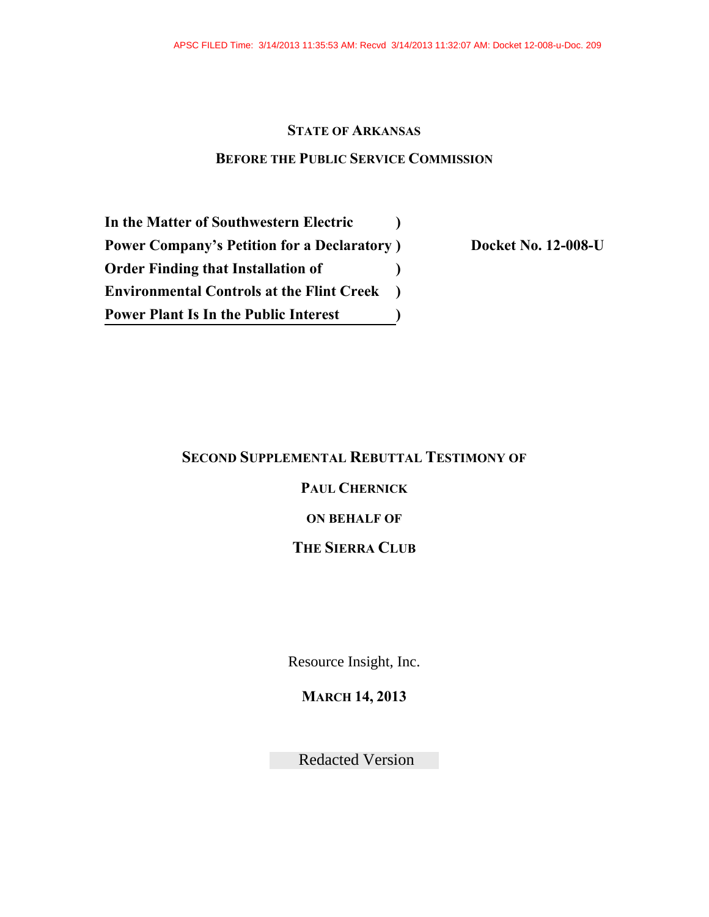APSC FILED Time: 3/14/2013 11:35:53 AM: Recvd 3/14/2013 11:32:07 AM: Docket 12-008-u-Doc. 209

**STATE OF ARKANSAS**

**BEFORE THE PUBLIC SERVICE COMMISSION**

| | | |
|---|---|---|
| **In the Matter of Southwestern Electric** | **)** | |
| **Power Company's Petition for a Declaratory** | **)** | **Docket No. 12-008-U** |
| **Order Finding that Installation of** | **)** | |
| **Environmental Controls at the Flint Creek** | **)** | |
| **Power Plant Is In the Public Interest** | **)** | |

**SECOND SUPPLEMENTAL REBUTTAL TESTIMONY OF**

**PAUL CHERNICK**

**ON BEHALF OF**

**THE SIERRA CLUB**

Resource Insight, Inc.

**MARCH 14, 2013**

Redacted Version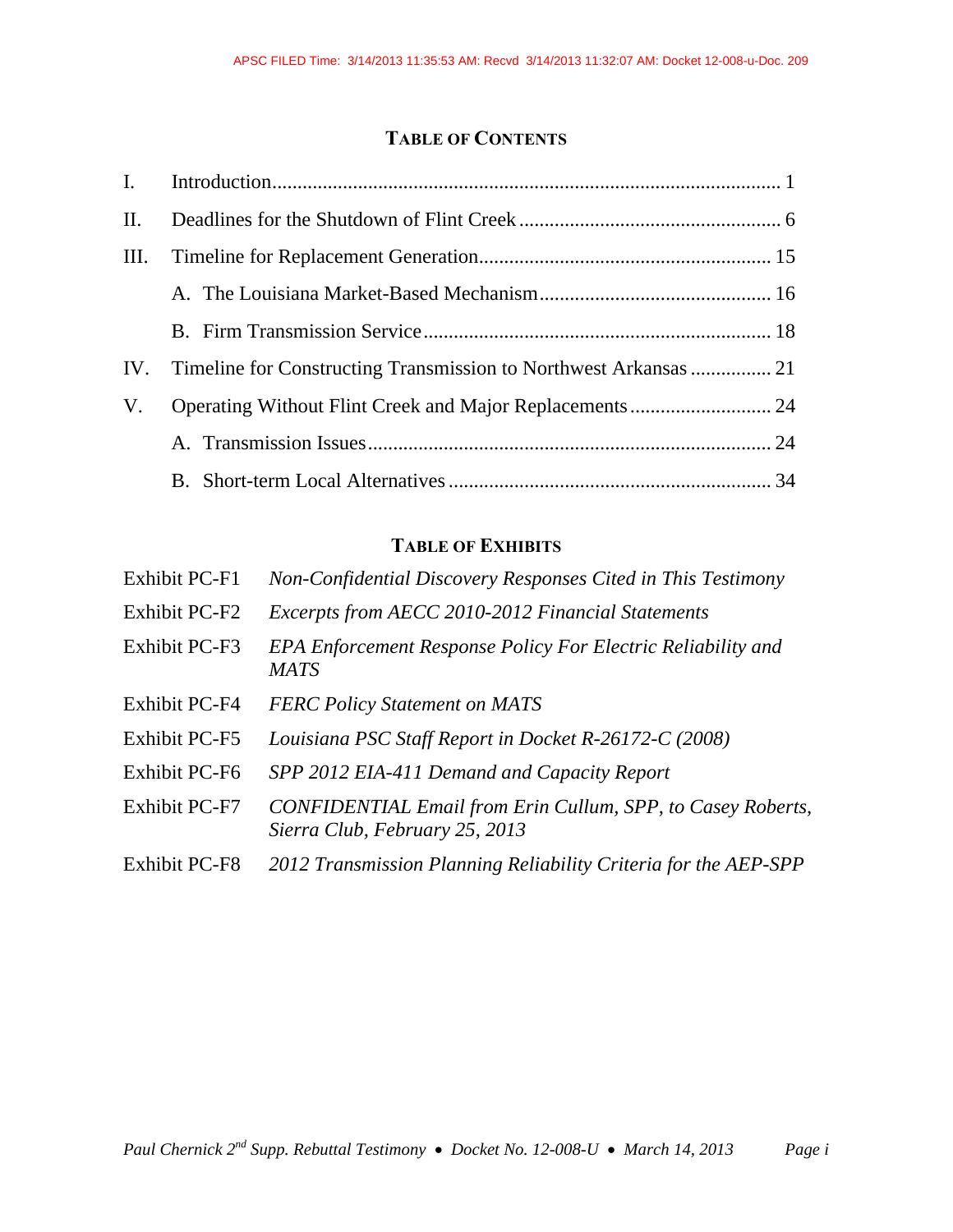## Table of Contents

| | | |
|---|---|---|
| I. | Introduction | 1 |
| II. | Deadlines for the Shutdown of Flint Creek | 6 |
| III. | Timeline for Replacement Generation | 15 |
| | A. The Louisiana Market-Based Mechanism | 16 |
| | B. Firm Transmission Service | 18 |
| IV. | Timeline for Constructing Transmission to Northwest Arkansas | 21 |
| V. | Operating Without Flint Creek and Major Replacements | 24 |
| | A. Transmission Issues | 24 |
| | B. Short-term Local Alternatives | 34 |

## Table of Exhibits

| | |
|---|---|
| Exhibit PC-F1 | *Non-Confidential Discovery Responses Cited in This Testimony* |
| Exhibit PC-F2 | *Excerpts from AECC 2010-2012 Financial Statements* |
| Exhibit PC-F3 | *EPA Enforcement Response Policy For Electric Reliability and MATS* |
| Exhibit PC-F4 | *FERC Policy Statement on MATS* |
| Exhibit PC-F5 | *Louisiana PSC Staff Report in Docket R-26172-C (2008)* |
| Exhibit PC-F6 | *SPP 2012 EIA-411 Demand and Capacity Report* |
| Exhibit PC-F7 | *CONFIDENTIAL Email from Erin Cullum, SPP, to Casey Roberts, Sierra Club, February 25, 2013* |
| Exhibit PC-F8 | *2012 Transmission Planning Reliability Criteria for the AEP-SPP* |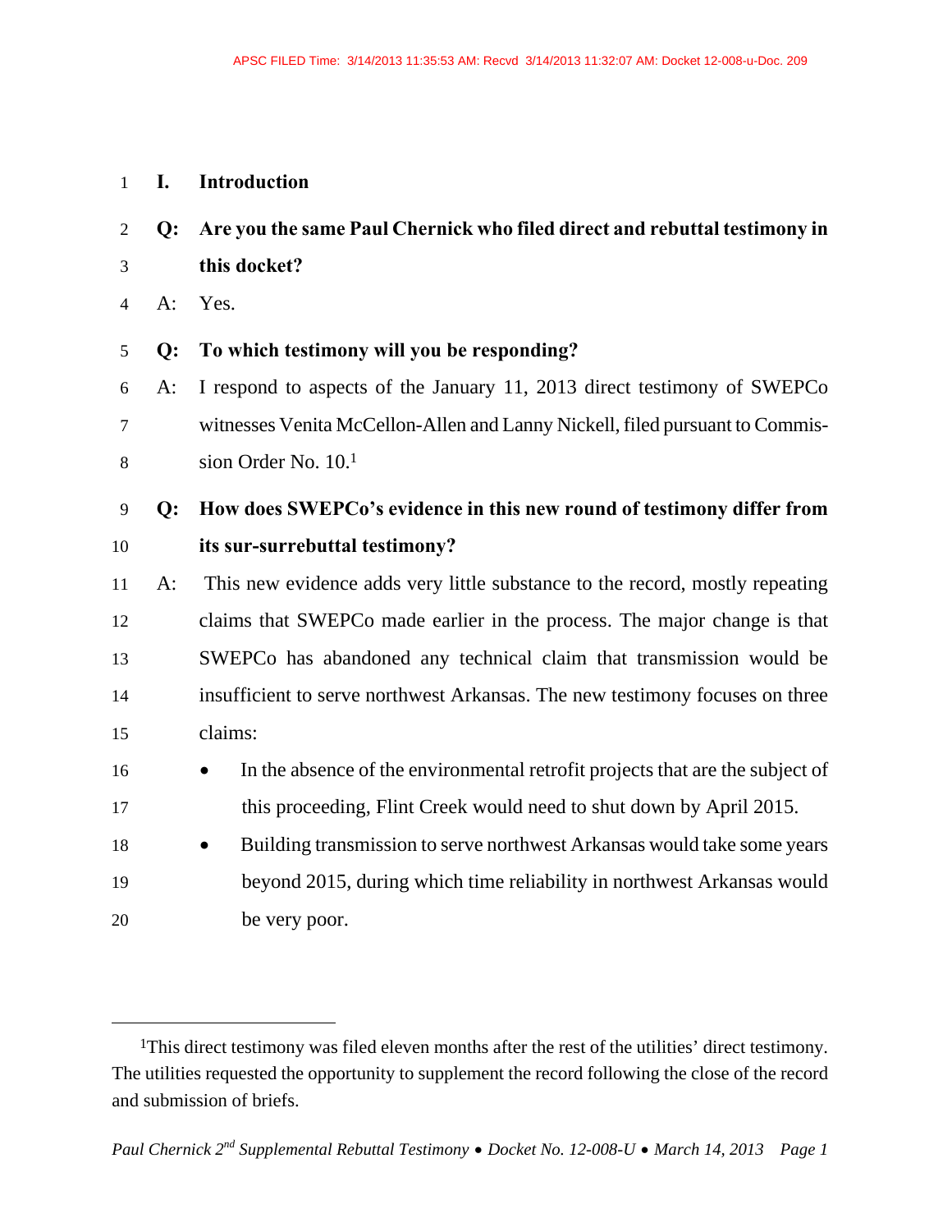# I. Introduction

**Q: Are you the same Paul Chernick who filed direct and rebuttal testimony in this docket?**

A: Yes.

**Q: To which testimony will you be responding?**

A: I respond to aspects of the January 11, 2013 direct testimony of SWEPCo witnesses Venita McCellon-Allen and Lanny Nickell, filed pursuant to Commission Order No. 10.[1]

**Q: How does SWEPCo's evidence in this new round of testimony differ from its sur-surrebuttal testimony?**

A: This new evidence adds very little substance to the record, mostly repeating claims that SWEPCo made earlier in the process. The major change is that SWEPCo has abandoned any technical claim that transmission would be insufficient to serve northwest Arkansas. The new testimony focuses on three claims:

- In the absence of the environmental retrofit projects that are the subject of this proceeding, Flint Creek would need to shut down by April 2015.
- Building transmission to serve northwest Arkansas would take some years beyond 2015, during which time reliability in northwest Arkansas would be very poor.

---

[1] This direct testimony was filed eleven months after the rest of the utilities' direct testimony. The utilities requested the opportunity to supplement the record following the close of the record and submission of briefs.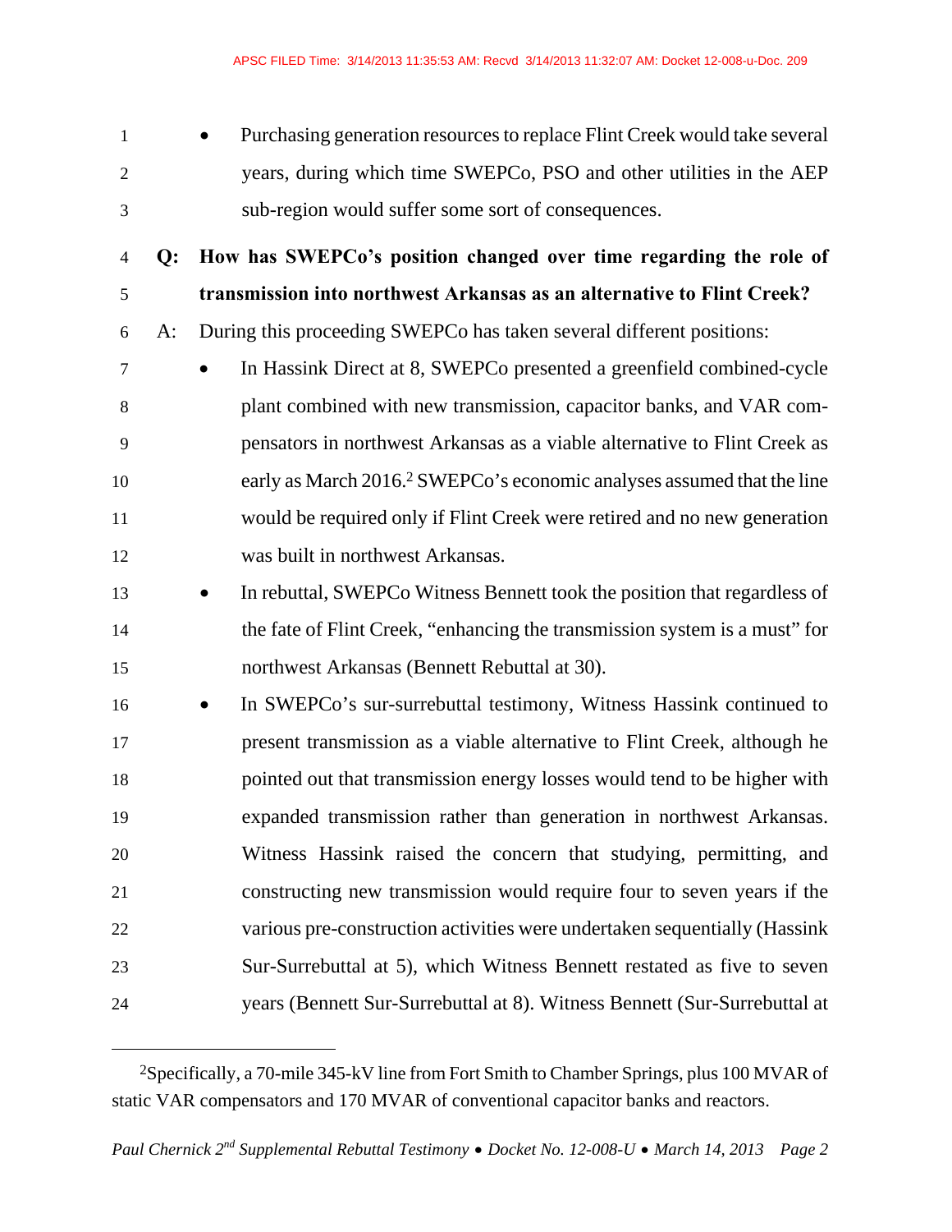- Purchasing generation resources to replace Flint Creek would take several years, during which time SWEPCo, PSO and other utilities in the AEP sub-region would suffer some sort of consequences.

**Q: How has SWEPCo's position changed over time regarding the role of transmission into northwest Arkansas as an alternative to Flint Creek?**

A: During this proceeding SWEPCo has taken several different positions:

- In Hassink Direct at 8, SWEPCo presented a greenfield combined-cycle plant combined with new transmission, capacitor banks, and VAR compensators in northwest Arkansas as a viable alternative to Flint Creek as early as March 2016.[2] SWEPCo's economic analyses assumed that the line would be required only if Flint Creek were retired and no new generation was built in northwest Arkansas.
- In rebuttal, SWEPCo Witness Bennett took the position that regardless of the fate of Flint Creek, "enhancing the transmission system is a must" for northwest Arkansas (Bennett Rebuttal at 30).
- In SWEPCo's sur-surrebuttal testimony, Witness Hassink continued to present transmission as a viable alternative to Flint Creek, although he pointed out that transmission energy losses would tend to be higher with expanded transmission rather than generation in northwest Arkansas. Witness Hassink raised the concern that studying, permitting, and constructing new transmission would require four to seven years if the various pre-construction activities were undertaken sequentially (Hassink Sur-Surrebuttal at 5), which Witness Bennett restated as five to seven years (Bennett Sur-Surrebuttal at 8). Witness Bennett (Sur-Surrebuttal at

---

[2] Specifically, a 70-mile 345-kV line from Fort Smith to Chamber Springs, plus 100 MVAR of static VAR compensators and 170 MVAR of conventional capacitor banks and reactors.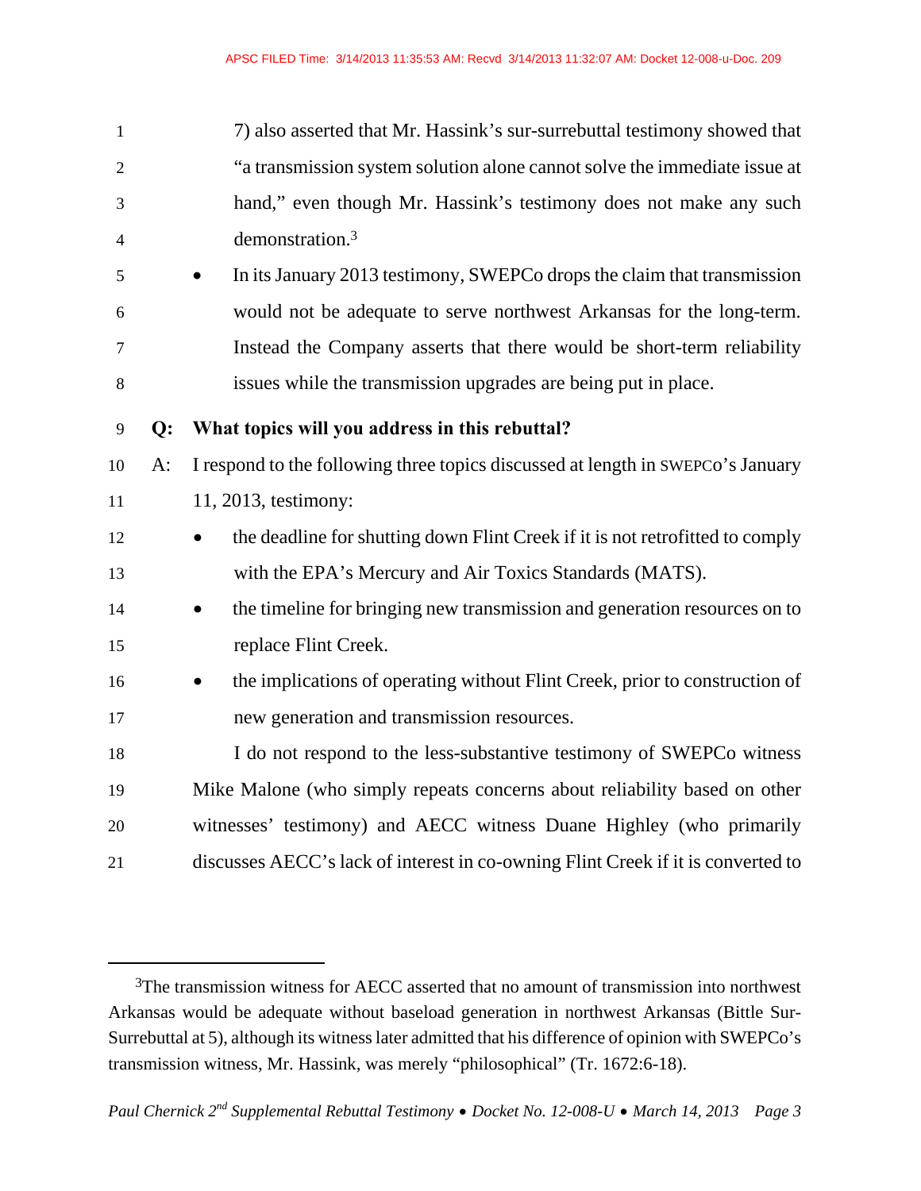7) also asserted that Mr. Hassink's sur-surrebuttal testimony showed that "a transmission system solution alone cannot solve the immediate issue at hand," even though Mr. Hassink's testimony does not make any such demonstration.[3]

- In its January 2013 testimony, SWEPCo drops the claim that transmission would not be adequate to serve northwest Arkansas for the long-term. Instead the Company asserts that there would be short-term reliability issues while the transmission upgrades are being put in place.

**Q: What topics will you address in this rebuttal?**

A: I respond to the following three topics discussed at length in SWEPCo's January 11, 2013, testimony:

- the deadline for shutting down Flint Creek if it is not retrofitted to comply with the EPA's Mercury and Air Toxics Standards (MATS).
- the timeline for bringing new transmission and generation resources on to replace Flint Creek.
- the implications of operating without Flint Creek, prior to construction of new generation and transmission resources.

I do not respond to the less-substantive testimony of SWEPCo witness Mike Malone (who simply repeats concerns about reliability based on other witnesses' testimony) and AECC witness Duane Highley (who primarily discusses AECC's lack of interest in co-owning Flint Creek if it is converted to

---

[3] The transmission witness for AECC asserted that no amount of transmission into northwest Arkansas would be adequate without baseload generation in northwest Arkansas (Bittle Sur-Surrebuttal at 5), although its witness later admitted that his difference of opinion with SWEPCo's transmission witness, Mr. Hassink, was merely "philosophical" (Tr. 1672:6-18).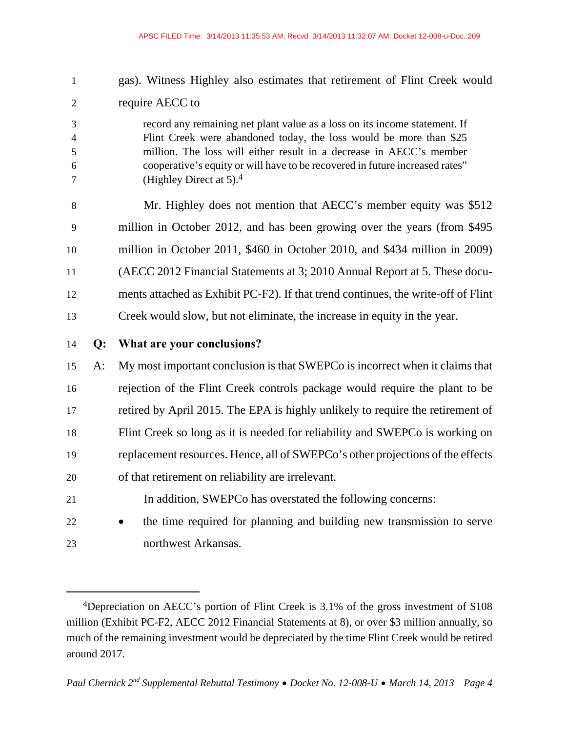gas). Witness Highley also estimates that retirement of Flint Creek would require AECC to

> record any remaining net plant value as a loss on its income statement. If Flint Creek were abandoned today, the loss would be more than $25 million. The loss will either result in a decrease in AECC's member cooperative's equity or will have to be recovered in future increased rates" (Highley Direct at 5).[4]

Mr. Highley does not mention that AECC's member equity was $512 million in October 2012, and has been growing over the years (from $495 million in October 2011, $460 in October 2010, and $434 million in 2009) (AECC 2012 Financial Statements at 3; 2010 Annual Report at 5. These documents attached as Exhibit PC-F2). If that trend continues, the write-off of Flint Creek would slow, but not eliminate, the increase in equity in the year.

**Q: What are your conclusions?**

A: My most important conclusion is that SWEPCo is incorrect when it claims that rejection of the Flint Creek controls package would require the plant to be retired by April 2015. The EPA is highly unlikely to require the retirement of Flint Creek so long as it is needed for reliability and SWEPCo is working on replacement resources. Hence, all of SWEPCo's other projections of the effects of that retirement on reliability are irrelevant.

In addition, SWEPCo has overstated the following concerns:

- the time required for planning and building new transmission to serve northwest Arkansas.

---

[4] Depreciation on AECC's portion of Flint Creek is 3.1% of the gross investment of $108 million (Exhibit PC-F2, AECC 2012 Financial Statements at 8), or over $3 million annually, so much of the remaining investment would be depreciated by the time Flint Creek would be retired around 2017.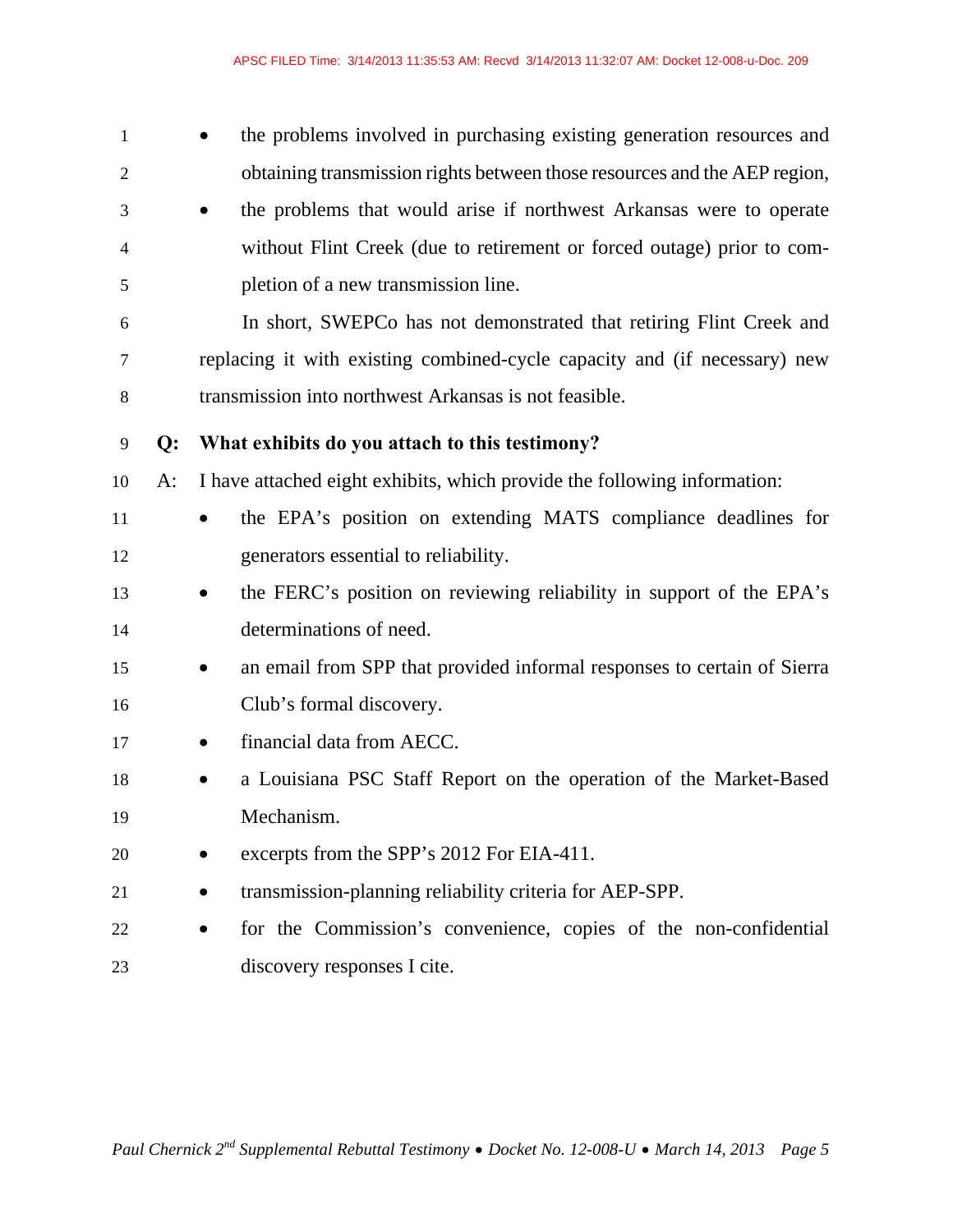- the problems involved in purchasing existing generation resources and obtaining transmission rights between those resources and the AEP region,
- the problems that would arise if northwest Arkansas were to operate without Flint Creek (due to retirement or forced outage) prior to completion of a new transmission line.

In short, SWEPCo has not demonstrated that retiring Flint Creek and replacing it with existing combined-cycle capacity and (if necessary) new transmission into northwest Arkansas is not feasible.

**Q: What exhibits do you attach to this testimony?**

A: I have attached eight exhibits, which provide the following information:

- the EPA's position on extending MATS compliance deadlines for generators essential to reliability.
- the FERC's position on reviewing reliability in support of the EPA's determinations of need.
- an email from SPP that provided informal responses to certain of Sierra Club's formal discovery.
- financial data from AECC.
- a Louisiana PSC Staff Report on the operation of the Market-Based Mechanism.
- excerpts from the SPP's 2012 For EIA-411.
- transmission-planning reliability criteria for AEP-SPP.
- for the Commission's convenience, copies of the non-confidential discovery responses I cite.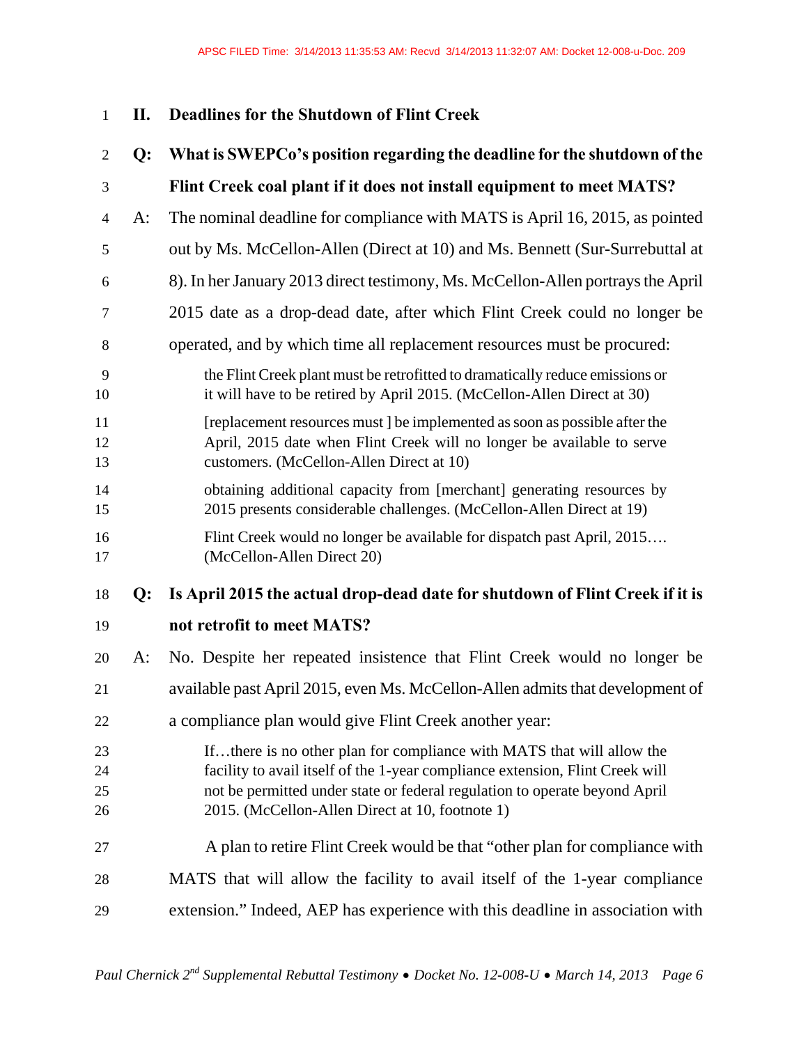## II. Deadlines for the Shutdown of Flint Creek

**Q: What is SWEPCo's position regarding the deadline for the shutdown of the Flint Creek coal plant if it does not install equipment to meet MATS?**

A: The nominal deadline for compliance with MATS is April 16, 2015, as pointed out by Ms. McCellon-Allen (Direct at 10) and Ms. Bennett (Sur-Surrebuttal at 8). In her January 2013 direct testimony, Ms. McCellon-Allen portrays the April 2015 date as a drop-dead date, after which Flint Creek could no longer be operated, and by which time all replacement resources must be procured:

> the Flint Creek plant must be retrofitted to dramatically reduce emissions or it will have to be retired by April 2015. (McCellon-Allen Direct at 30)

> [replacement resources must ] be implemented as soon as possible after the April, 2015 date when Flint Creek will no longer be available to serve customers. (McCellon-Allen Direct at 10)

> obtaining additional capacity from [merchant] generating resources by 2015 presents considerable challenges. (McCellon-Allen Direct at 19)

> Flint Creek would no longer be available for dispatch past April, 2015…. (McCellon-Allen Direct 20)

**Q: Is April 2015 the actual drop-dead date for shutdown of Flint Creek if it is not retrofit to meet MATS?**

A: No. Despite her repeated insistence that Flint Creek would no longer be available past April 2015, even Ms. McCellon-Allen admits that development of a compliance plan would give Flint Creek another year:

> If…there is no other plan for compliance with MATS that will allow the facility to avail itself of the 1-year compliance extension, Flint Creek will not be permitted under state or federal regulation to operate beyond April 2015. (McCellon-Allen Direct at 10, footnote 1)

A plan to retire Flint Creek would be that "other plan for compliance with MATS that will allow the facility to avail itself of the 1-year compliance extension." Indeed, AEP has experience with this deadline in association with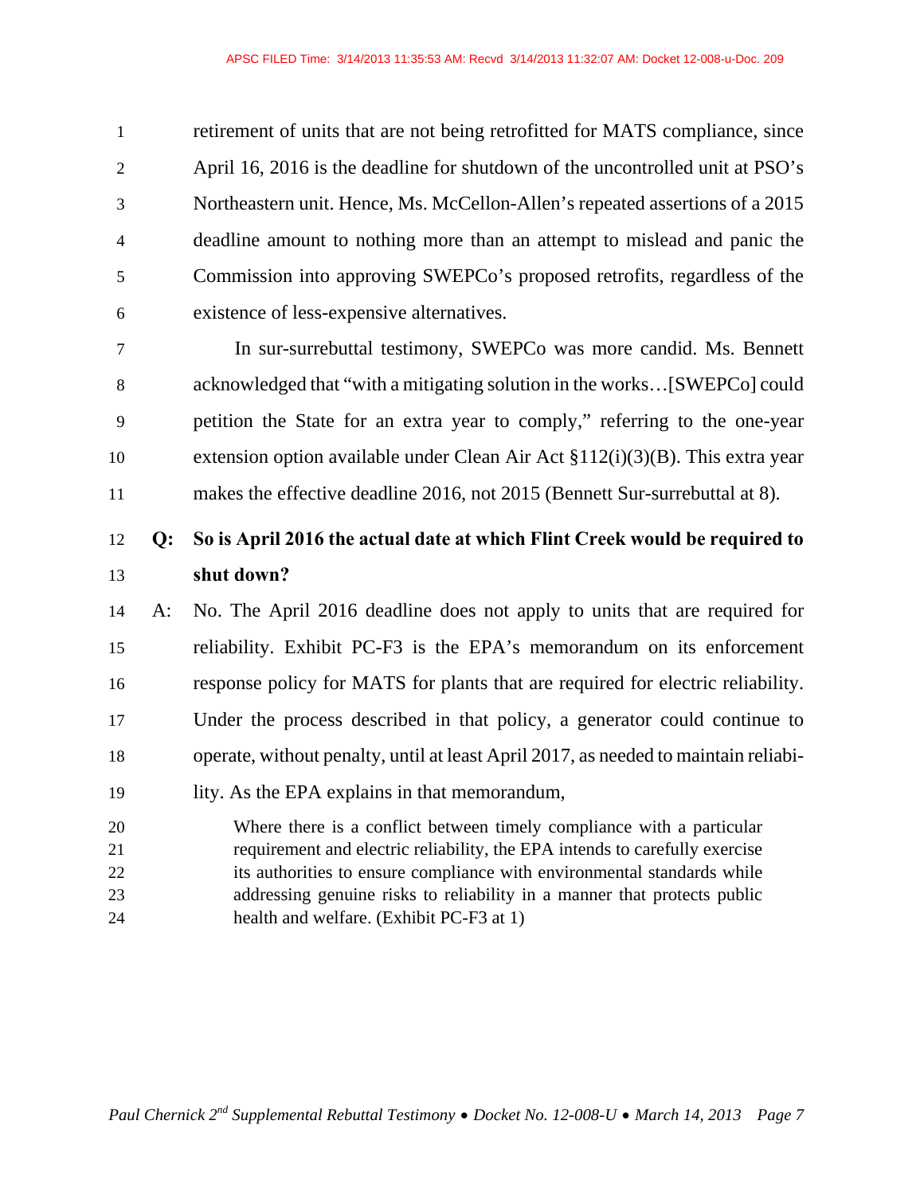retirement of units that are not being retrofitted for MATS compliance, since April 16, 2016 is the deadline for shutdown of the uncontrolled unit at PSO's Northeastern unit. Hence, Ms. McCellon-Allen's repeated assertions of a 2015 deadline amount to nothing more than an attempt to mislead and panic the Commission into approving SWEPCo's proposed retrofits, regardless of the existence of less-expensive alternatives.

In sur-surrebuttal testimony, SWEPCo was more candid. Ms. Bennett acknowledged that "with a mitigating solution in the works…[SWEPCo] could petition the State for an extra year to comply," referring to the one-year extension option available under Clean Air Act §112(i)(3)(B). This extra year makes the effective deadline 2016, not 2015 (Bennett Sur-surrebuttal at 8).

**Q: So is April 2016 the actual date at which Flint Creek would be required to shut down?**

A: No. The April 2016 deadline does not apply to units that are required for reliability. Exhibit PC-F3 is the EPA's memorandum on its enforcement response policy for MATS for plants that are required for electric reliability. Under the process described in that policy, a generator could continue to operate, without penalty, until at least April 2017, as needed to maintain reliability. As the EPA explains in that memorandum,

> Where there is a conflict between timely compliance with a particular requirement and electric reliability, the EPA intends to carefully exercise its authorities to ensure compliance with environmental standards while addressing genuine risks to reliability in a manner that protects public health and welfare. (Exhibit PC-F3 at 1)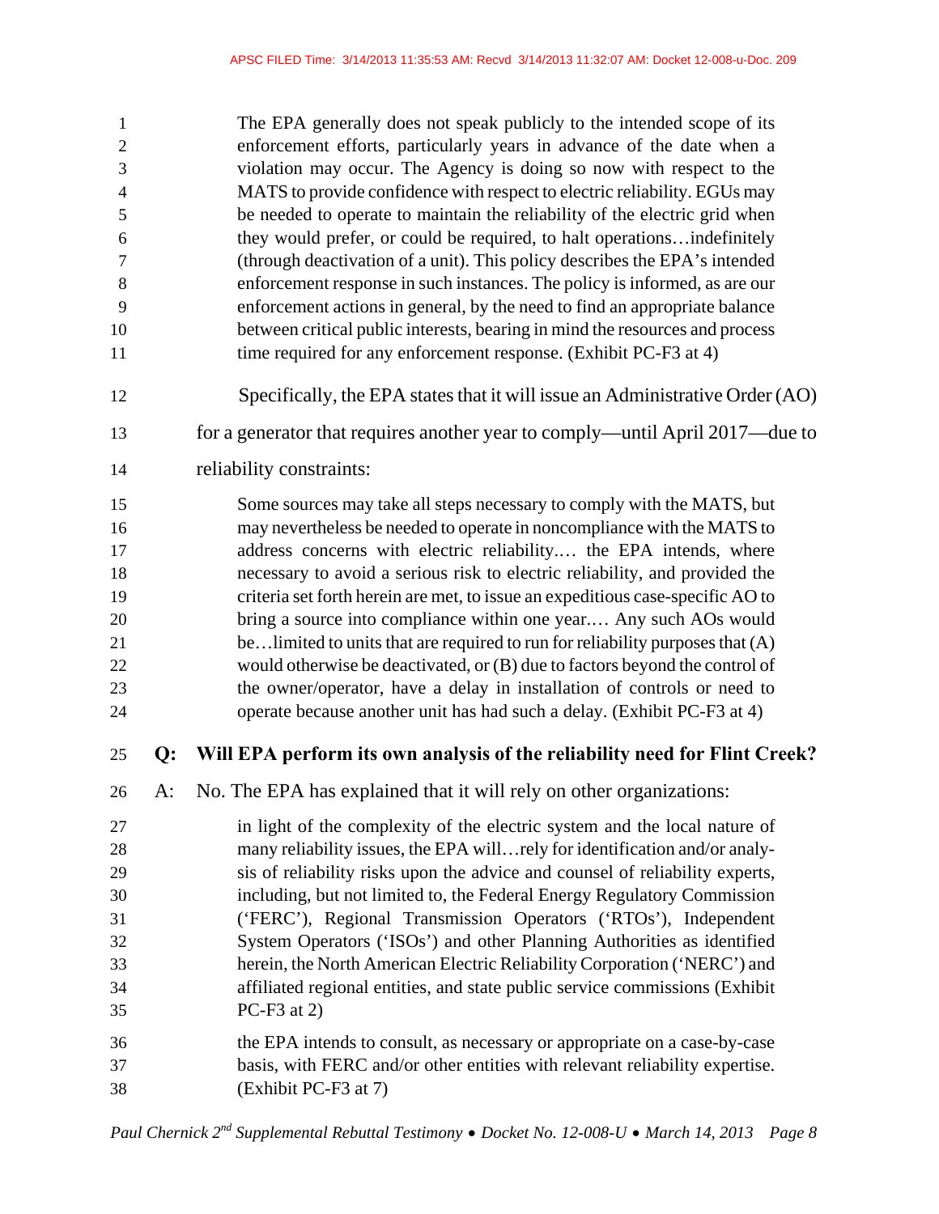> The EPA generally does not speak publicly to the intended scope of its enforcement efforts, particularly years in advance of the date when a violation may occur. The Agency is doing so now with respect to the MATS to provide confidence with respect to electric reliability. EGUs may be needed to operate to maintain the reliability of the electric grid when they would prefer, or could be required, to halt operations…indefinitely (through deactivation of a unit). This policy describes the EPA's intended enforcement response in such instances. The policy is informed, as are our enforcement actions in general, by the need to find an appropriate balance between critical public interests, bearing in mind the resources and process time required for any enforcement response. (Exhibit PC-F3 at 4)

Specifically, the EPA states that it will issue an Administrative Order (AO) for a generator that requires another year to comply—until April 2017—due to reliability constraints:

> Some sources may take all steps necessary to comply with the MATS, but may nevertheless be needed to operate in noncompliance with the MATS to address concerns with electric reliability.… the EPA intends, where necessary to avoid a serious risk to electric reliability, and provided the criteria set forth herein are met, to issue an expeditious case-specific AO to bring a source into compliance within one year.… Any such AOs would be…limited to units that are required to run for reliability purposes that (A) would otherwise be deactivated, or (B) due to factors beyond the control of the owner/operator, have a delay in installation of controls or need to operate because another unit has had such a delay. (Exhibit PC-F3 at 4)

**Q: Will EPA perform its own analysis of the reliability need for Flint Creek?**

A: No. The EPA has explained that it will rely on other organizations:

> in light of the complexity of the electric system and the local nature of many reliability issues, the EPA will…rely for identification and/or analysis of reliability risks upon the advice and counsel of reliability experts, including, but not limited to, the Federal Energy Regulatory Commission ('FERC'), Regional Transmission Operators ('RTOs'), Independent System Operators ('ISOs') and other Planning Authorities as identified herein, the North American Electric Reliability Corporation ('NERC') and affiliated regional entities, and state public service commissions (Exhibit PC-F3 at 2)

> the EPA intends to consult, as necessary or appropriate on a case-by-case basis, with FERC and/or other entities with relevant reliability expertise. (Exhibit PC-F3 at 7)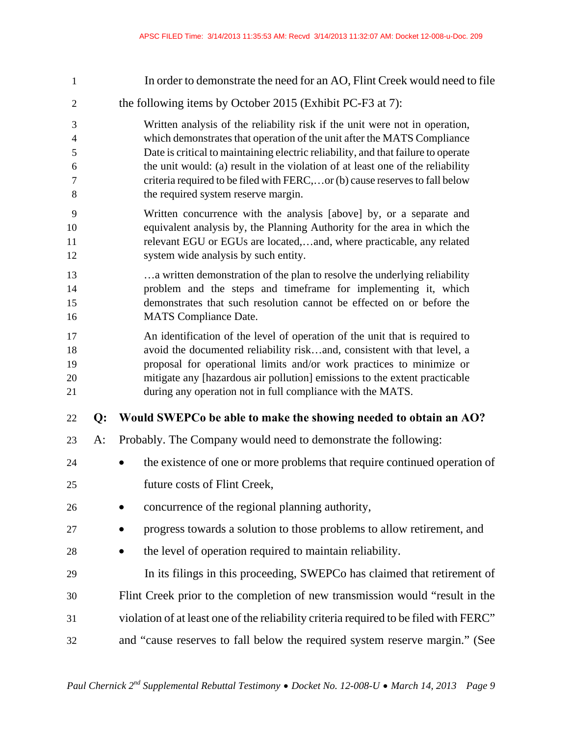In order to demonstrate the need for an AO, Flint Creek would need to file the following items by October 2015 (Exhibit PC-F3 at 7):

> Written analysis of the reliability risk if the unit were not in operation, which demonstrates that operation of the unit after the MATS Compliance Date is critical to maintaining electric reliability, and that failure to operate the unit would: (a) result in the violation of at least one of the reliability criteria required to be filed with FERC,…or (b) cause reserves to fall below the required system reserve margin.
>
> Written concurrence with the analysis [above] by, or a separate and equivalent analysis by, the Planning Authority for the area in which the relevant EGU or EGUs are located,…and, where practicable, any related system wide analysis by such entity.
>
> …a written demonstration of the plan to resolve the underlying reliability problem and the steps and timeframe for implementing it, which demonstrates that such resolution cannot be effected on or before the MATS Compliance Date.
>
> An identification of the level of operation of the unit that is required to avoid the documented reliability risk…and, consistent with that level, a proposal for operational limits and/or work practices to minimize or mitigate any [hazardous air pollution] emissions to the extent practicable during any operation not in full compliance with the MATS.

**Q: Would SWEPCo be able to make the showing needed to obtain an AO?**

A: Probably. The Company would need to demonstrate the following:

- the existence of one or more problems that require continued operation of future costs of Flint Creek,
- concurrence of the regional planning authority,
- progress towards a solution to those problems to allow retirement, and
- the level of operation required to maintain reliability.

In its filings in this proceeding, SWEPCo has claimed that retirement of Flint Creek prior to the completion of new transmission would "result in the violation of at least one of the reliability criteria required to be filed with FERC" and "cause reserves to fall below the required system reserve margin." (See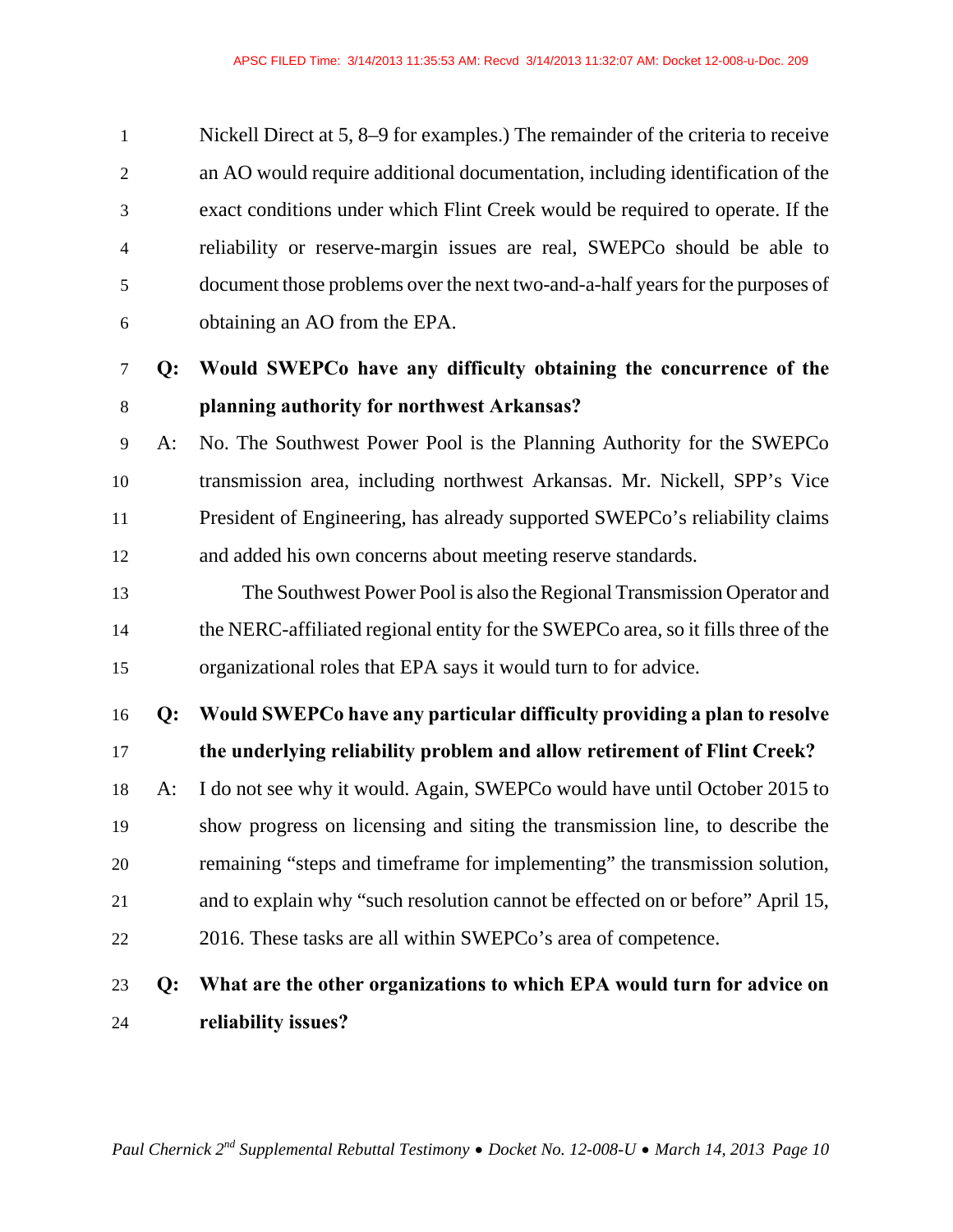Nickell Direct at 5, 8–9 for examples.) The remainder of the criteria to receive an AO would require additional documentation, including identification of the exact conditions under which Flint Creek would be required to operate. If the reliability or reserve-margin issues are real, SWEPCo should be able to document those problems over the next two-and-a-half years for the purposes of obtaining an AO from the EPA.

**Q: Would SWEPCo have any difficulty obtaining the concurrence of the planning authority for northwest Arkansas?**

A: No. The Southwest Power Pool is the Planning Authority for the SWEPCo transmission area, including northwest Arkansas. Mr. Nickell, SPP's Vice President of Engineering, has already supported SWEPCo's reliability claims and added his own concerns about meeting reserve standards.

The Southwest Power Pool is also the Regional Transmission Operator and the NERC-affiliated regional entity for the SWEPCo area, so it fills three of the organizational roles that EPA says it would turn to for advice.

**Q: Would SWEPCo have any particular difficulty providing a plan to resolve the underlying reliability problem and allow retirement of Flint Creek?**

A: I do not see why it would. Again, SWEPCo would have until October 2015 to show progress on licensing and siting the transmission line, to describe the remaining "steps and timeframe for implementing" the transmission solution, and to explain why "such resolution cannot be effected on or before" April 15, 2016. These tasks are all within SWEPCo's area of competence.

**Q: What are the other organizations to which EPA would turn for advice on reliability issues?**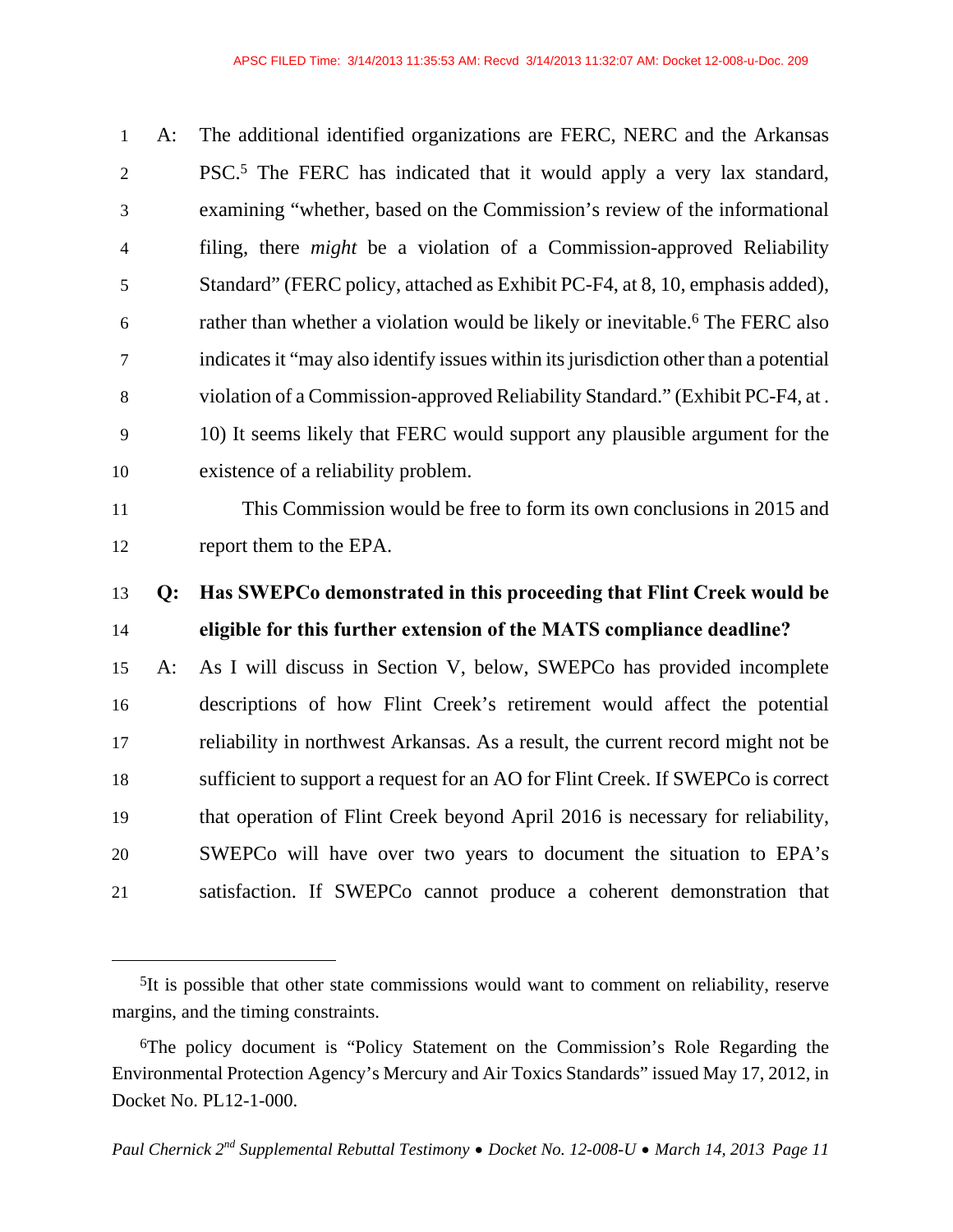A: The additional identified organizations are FERC, NERC and the Arkansas PSC.[5] The FERC has indicated that it would apply a very lax standard, examining "whether, based on the Commission's review of the informational filing, there *might* be a violation of a Commission-approved Reliability Standard" (FERC policy, attached as Exhibit PC-F4, at 8, 10, emphasis added), rather than whether a violation would be likely or inevitable.[6] The FERC also indicates it "may also identify issues within its jurisdiction other than a potential violation of a Commission-approved Reliability Standard." (Exhibit PC-F4, at . 10) It seems likely that FERC would support any plausible argument for the existence of a reliability problem.

This Commission would be free to form its own conclusions in 2015 and report them to the EPA.

**Q: Has SWEPCo demonstrated in this proceeding that Flint Creek would be eligible for this further extension of the MATS compliance deadline?**

A: As I will discuss in Section V, below, SWEPCo has provided incomplete descriptions of how Flint Creek's retirement would affect the potential reliability in northwest Arkansas. As a result, the current record might not be sufficient to support a request for an AO for Flint Creek. If SWEPCo is correct that operation of Flint Creek beyond April 2016 is necessary for reliability, SWEPCo will have over two years to document the situation to EPA's satisfaction. If SWEPCo cannot produce a coherent demonstration that

---

[5] It is possible that other state commissions would want to comment on reliability, reserve margins, and the timing constraints.

[6] The policy document is "Policy Statement on the Commission's Role Regarding the Environmental Protection Agency's Mercury and Air Toxics Standards" issued May 17, 2012, in Docket No. PL12-1-000.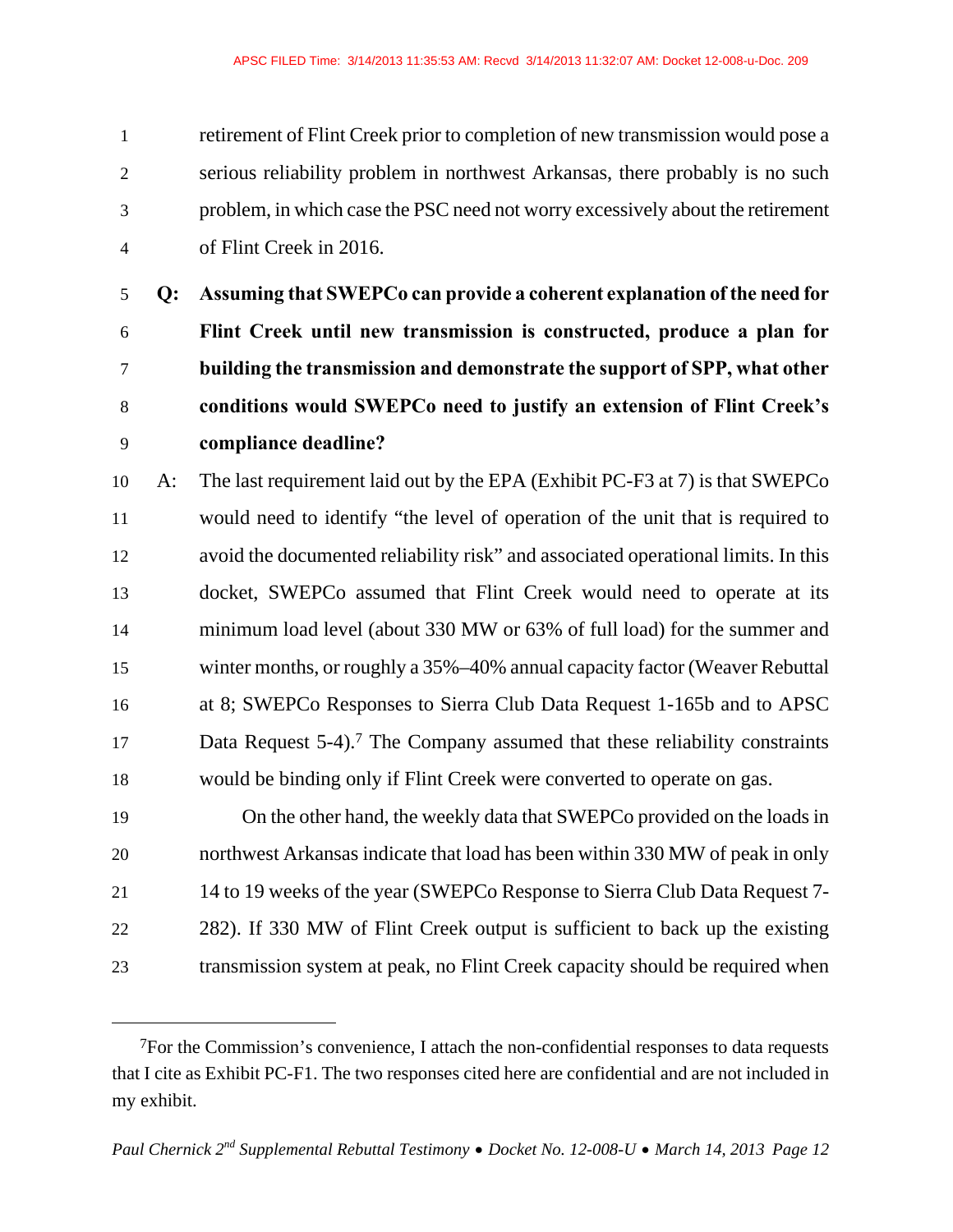retirement of Flint Creek prior to completion of new transmission would pose a serious reliability problem in northwest Arkansas, there probably is no such problem, in which case the PSC need not worry excessively about the retirement of Flint Creek in 2016.

**Q: Assuming that SWEPCo can provide a coherent explanation of the need for Flint Creek until new transmission is constructed, produce a plan for building the transmission and demonstrate the support of SPP, what other conditions would SWEPCo need to justify an extension of Flint Creek's compliance deadline?**

A: The last requirement laid out by the EPA (Exhibit PC-F3 at 7) is that SWEPCo would need to identify "the level of operation of the unit that is required to avoid the documented reliability risk" and associated operational limits. In this docket, SWEPCo assumed that Flint Creek would need to operate at its minimum load level (about 330 MW or 63% of full load) for the summer and winter months, or roughly a 35%–40% annual capacity factor (Weaver Rebuttal at 8; SWEPCo Responses to Sierra Club Data Request 1-165b and to APSC Data Request 5-4).[7] The Company assumed that these reliability constraints would be binding only if Flint Creek were converted to operate on gas.

On the other hand, the weekly data that SWEPCo provided on the loads in northwest Arkansas indicate that load has been within 330 MW of peak in only 14 to 19 weeks of the year (SWEPCo Response to Sierra Club Data Request 7-282). If 330 MW of Flint Creek output is sufficient to back up the existing transmission system at peak, no Flint Creek capacity should be required when

---

[7] For the Commission's convenience, I attach the non-confidential responses to data requests that I cite as Exhibit PC-F1. The two responses cited here are confidential and are not included in my exhibit.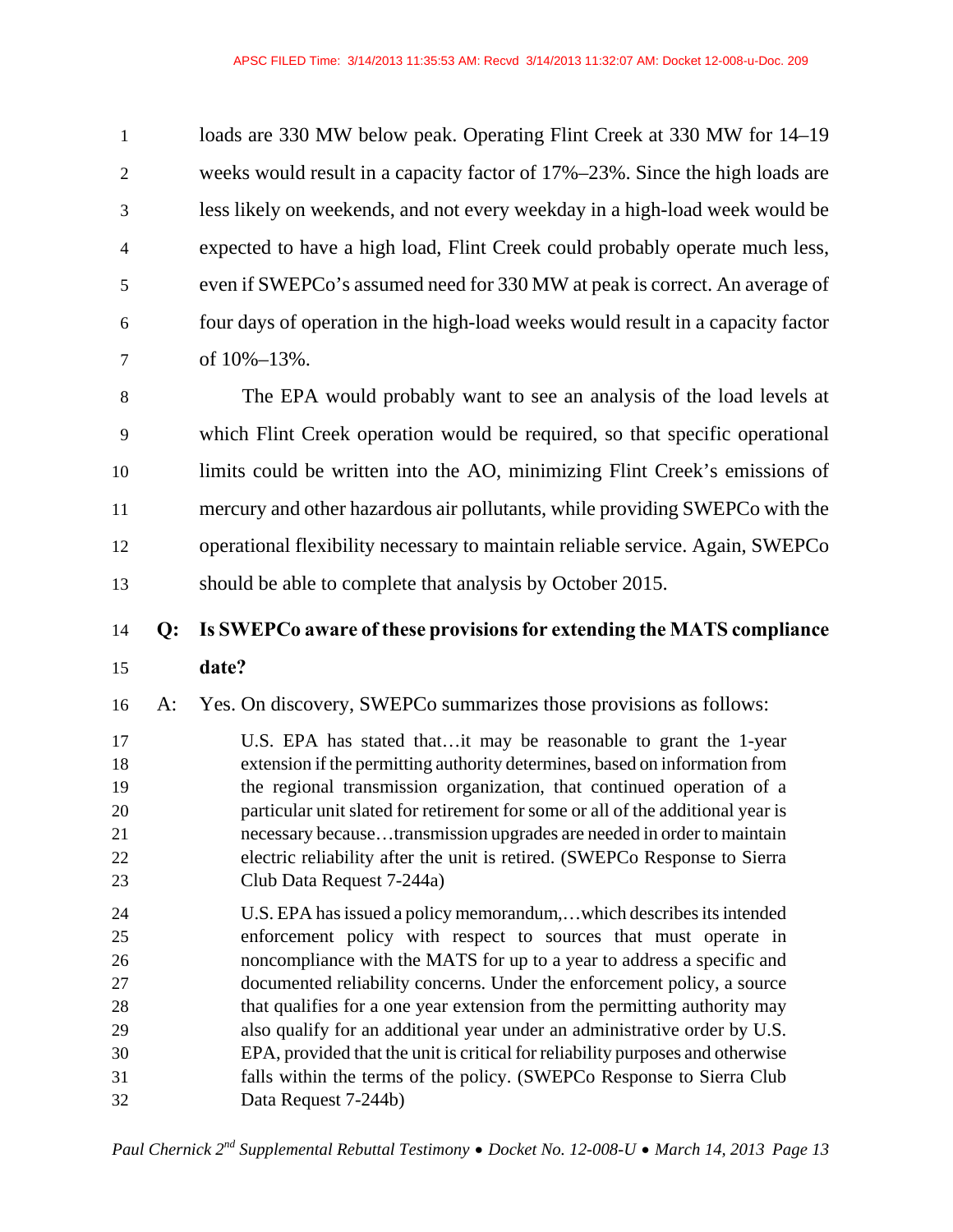loads are 330 MW below peak. Operating Flint Creek at 330 MW for 14–19 weeks would result in a capacity factor of 17%–23%. Since the high loads are less likely on weekends, and not every weekday in a high-load week would be expected to have a high load, Flint Creek could probably operate much less, even if SWEPCo's assumed need for 330 MW at peak is correct. An average of four days of operation in the high-load weeks would result in a capacity factor of 10%–13%.

The EPA would probably want to see an analysis of the load levels at which Flint Creek operation would be required, so that specific operational limits could be written into the AO, minimizing Flint Creek's emissions of mercury and other hazardous air pollutants, while providing SWEPCo with the operational flexibility necessary to maintain reliable service. Again, SWEPCo should be able to complete that analysis by October 2015.

**Q: Is SWEPCo aware of these provisions for extending the MATS compliance date?**

A: Yes. On discovery, SWEPCo summarizes those provisions as follows:

> U.S. EPA has stated that…it may be reasonable to grant the 1-year extension if the permitting authority determines, based on information from the regional transmission organization, that continued operation of a particular unit slated for retirement for some or all of the additional year is necessary because…transmission upgrades are needed in order to maintain electric reliability after the unit is retired. (SWEPCo Response to Sierra Club Data Request 7-244a)

> U.S. EPA has issued a policy memorandum,…which describes its intended enforcement policy with respect to sources that must operate in noncompliance with the MATS for up to a year to address a specific and documented reliability concerns. Under the enforcement policy, a source that qualifies for a one year extension from the permitting authority may also qualify for an additional year under an administrative order by U.S. EPA, provided that the unit is critical for reliability purposes and otherwise falls within the terms of the policy. (SWEPCo Response to Sierra Club Data Request 7-244b)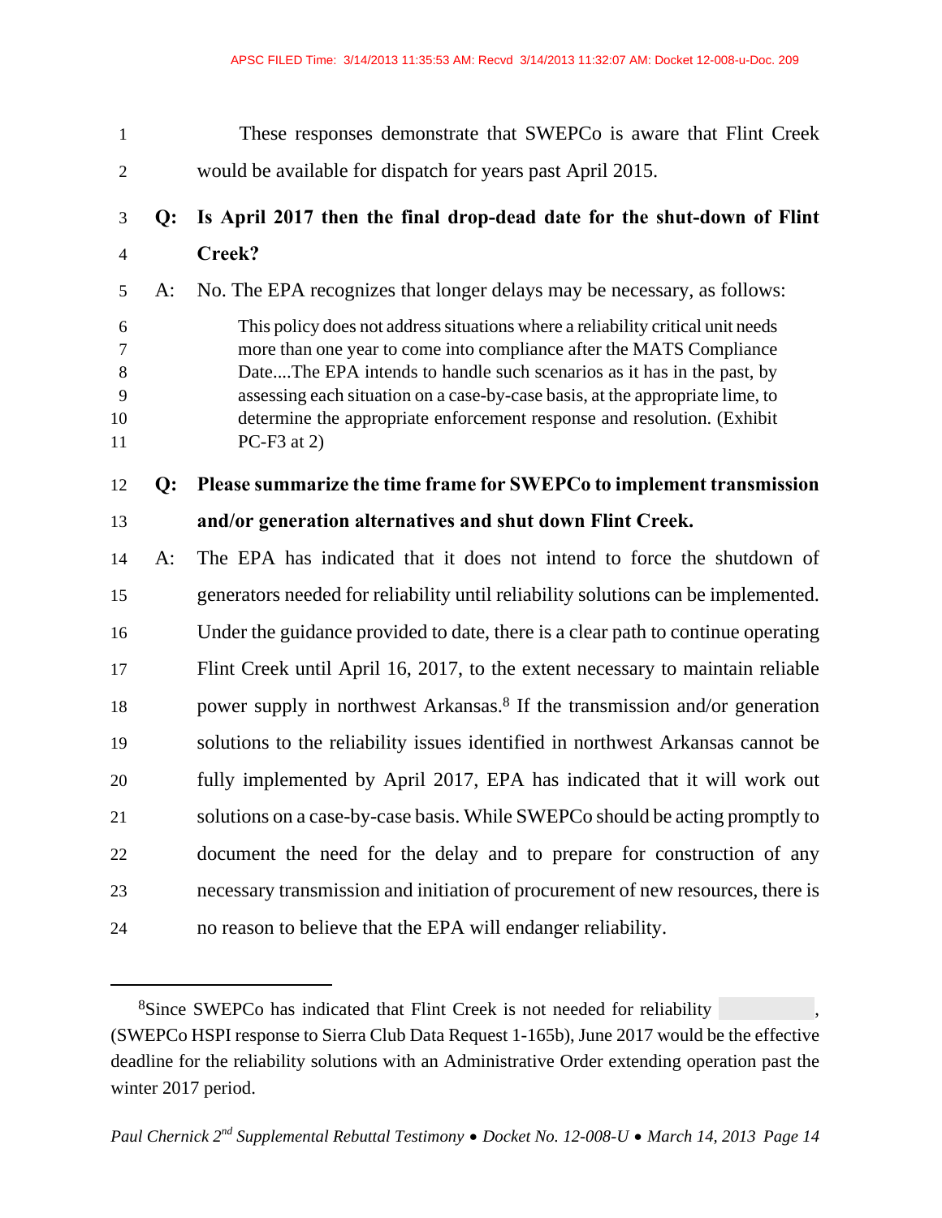These responses demonstrate that SWEPCo is aware that Flint Creek would be available for dispatch for years past April 2015.

**Q: Is April 2017 then the final drop-dead date for the shut-down of Flint Creek?**

A: No. The EPA recognizes that longer delays may be necessary, as follows:

> This policy does not address situations where a reliability critical unit needs more than one year to come into compliance after the MATS Compliance Date....The EPA intends to handle such scenarios as it has in the past, by assessing each situation on a case-by-case basis, at the appropriate lime, to determine the appropriate enforcement response and resolution. (Exhibit PC-F3 at 2)

**Q: Please summarize the time frame for SWEPCo to implement transmission and/or generation alternatives and shut down Flint Creek.**

A: The EPA has indicated that it does not intend to force the shutdown of generators needed for reliability until reliability solutions can be implemented. Under the guidance provided to date, there is a clear path to continue operating Flint Creek until April 16, 2017, to the extent necessary to maintain reliable power supply in northwest Arkansas.[8] If the transmission and/or generation solutions to the reliability issues identified in northwest Arkansas cannot be fully implemented by April 2017, EPA has indicated that it will work out solutions on a case-by-case basis. While SWEPCo should be acting promptly to document the need for the delay and to prepare for construction of any necessary transmission and initiation of procurement of new resources, there is no reason to believe that the EPA will endanger reliability.

---

[8] Since SWEPCo has indicated that Flint Creek is not needed for reliability , (SWEPCo HSPI response to Sierra Club Data Request 1-165b), June 2017 would be the effective deadline for the reliability solutions with an Administrative Order extending operation past the winter 2017 period.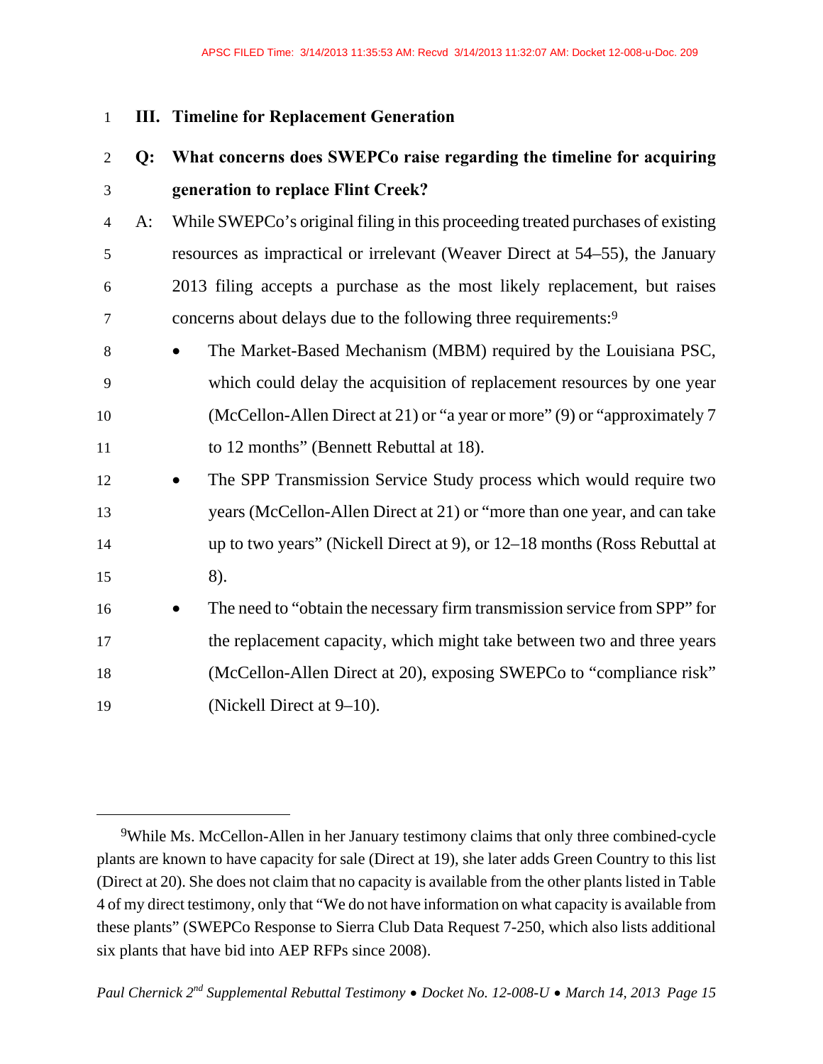## III. Timeline for Replacement Generation

**Q: What concerns does SWEPCo raise regarding the timeline for acquiring generation to replace Flint Creek?**

A: While SWEPCo's original filing in this proceeding treated purchases of existing resources as impractical or irrelevant (Weaver Direct at 54–55), the January 2013 filing accepts a purchase as the most likely replacement, but raises concerns about delays due to the following three requirements:[9]

- The Market-Based Mechanism (MBM) required by the Louisiana PSC, which could delay the acquisition of replacement resources by one year (McCellon-Allen Direct at 21) or "a year or more" (9) or "approximately 7 to 12 months" (Bennett Rebuttal at 18).
- The SPP Transmission Service Study process which would require two years (McCellon-Allen Direct at 21) or "more than one year, and can take up to two years" (Nickell Direct at 9), or 12–18 months (Ross Rebuttal at 8).
- The need to "obtain the necessary firm transmission service from SPP" for the replacement capacity, which might take between two and three years (McCellon-Allen Direct at 20), exposing SWEPCo to "compliance risk" (Nickell Direct at 9–10).

---

[9] While Ms. McCellon-Allen in her January testimony claims that only three combined-cycle plants are known to have capacity for sale (Direct at 19), she later adds Green Country to this list (Direct at 20). She does not claim that no capacity is available from the other plants listed in Table 4 of my direct testimony, only that "We do not have information on what capacity is available from these plants" (SWEPCo Response to Sierra Club Data Request 7-250, which also lists additional six plants that have bid into AEP RFPs since 2008).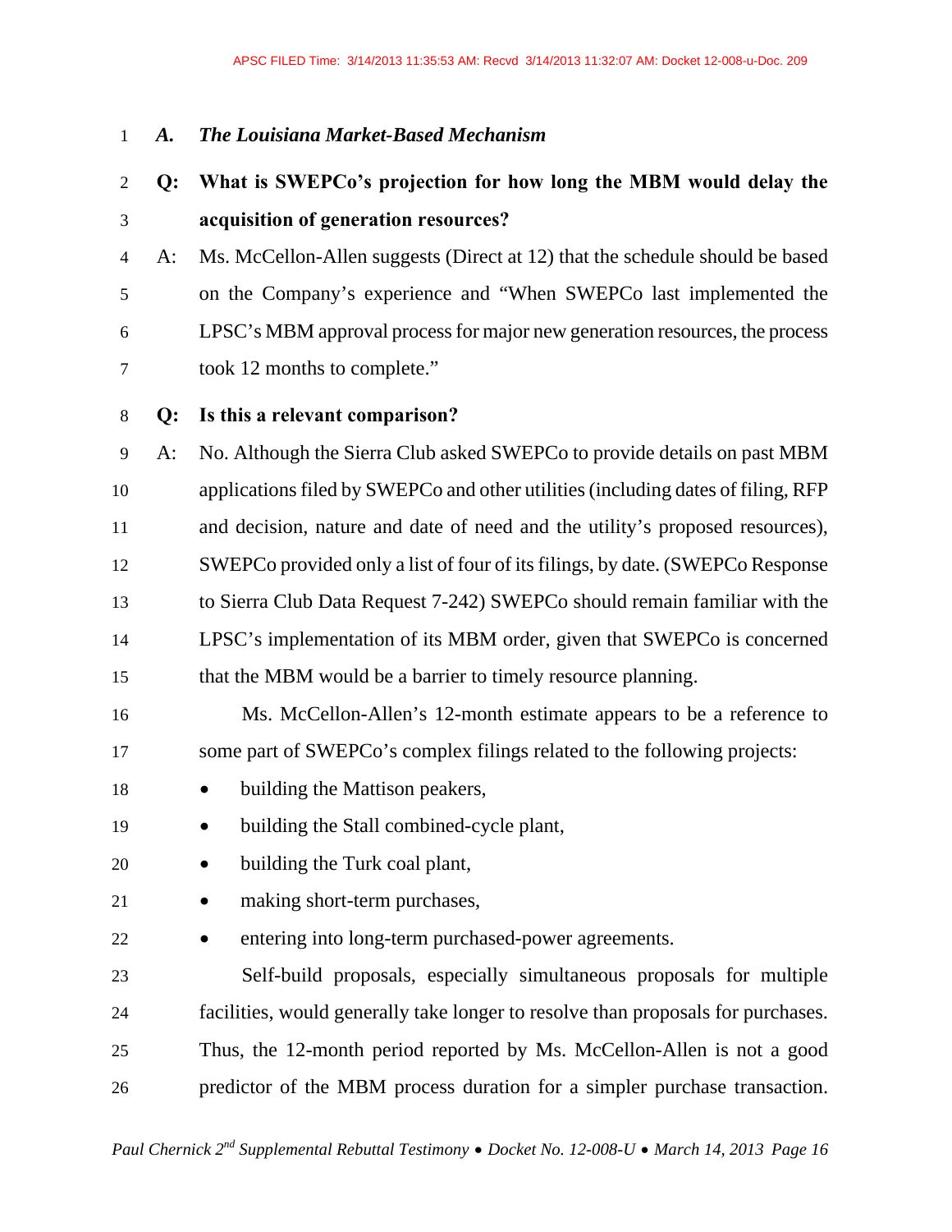### *A. The Louisiana Market-Based Mechanism*

**Q: What is SWEPCo's projection for how long the MBM would delay the acquisition of generation resources?**

A: Ms. McCellon-Allen suggests (Direct at 12) that the schedule should be based on the Company's experience and "When SWEPCo last implemented the LPSC's MBM approval process for major new generation resources, the process took 12 months to complete."

**Q: Is this a relevant comparison?**

A: No. Although the Sierra Club asked SWEPCo to provide details on past MBM applications filed by SWEPCo and other utilities (including dates of filing, RFP and decision, nature and date of need and the utility's proposed resources), SWEPCo provided only a list of four of its filings, by date. (SWEPCo Response to Sierra Club Data Request 7-242) SWEPCo should remain familiar with the LPSC's implementation of its MBM order, given that SWEPCo is concerned that the MBM would be a barrier to timely resource planning.

Ms. McCellon-Allen's 12-month estimate appears to be a reference to some part of SWEPCo's complex filings related to the following projects:

- building the Mattison peakers,
- building the Stall combined-cycle plant,
- building the Turk coal plant,
- making short-term purchases,
- entering into long-term purchased-power agreements.

Self-build proposals, especially simultaneous proposals for multiple facilities, would generally take longer to resolve than proposals for purchases. Thus, the 12-month period reported by Ms. McCellon-Allen is not a good predictor of the MBM process duration for a simpler purchase transaction.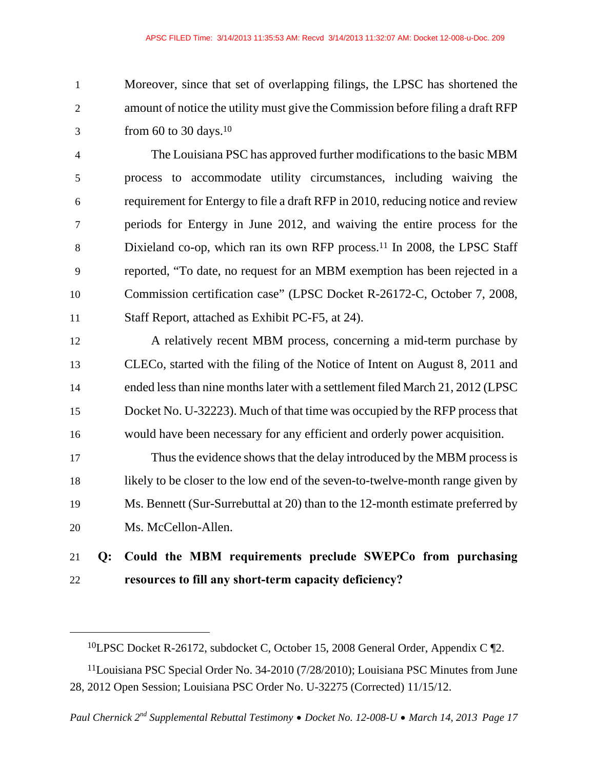Moreover, since that set of overlapping filings, the LPSC has shortened the amount of notice the utility must give the Commission before filing a draft RFP from 60 to 30 days.[10]

The Louisiana PSC has approved further modifications to the basic MBM process to accommodate utility circumstances, including waiving the requirement for Entergy to file a draft RFP in 2010, reducing notice and review periods for Entergy in June 2012, and waiving the entire process for the Dixieland co-op, which ran its own RFP process.[11] In 2008, the LPSC Staff reported, "To date, no request for an MBM exemption has been rejected in a Commission certification case" (LPSC Docket R-26172-C, October 7, 2008, Staff Report, attached as Exhibit PC-F5, at 24).

A relatively recent MBM process, concerning a mid-term purchase by CLECo, started with the filing of the Notice of Intent on August 8, 2011 and ended less than nine months later with a settlement filed March 21, 2012 (LPSC Docket No. U-32223). Much of that time was occupied by the RFP process that would have been necessary for any efficient and orderly power acquisition.

Thus the evidence shows that the delay introduced by the MBM process is likely to be closer to the low end of the seven-to-twelve-month range given by Ms. Bennett (Sur-Surrebuttal at 20) than to the 12-month estimate preferred by Ms. McCellon-Allen.

**Q: Could the MBM requirements preclude SWEPCo from purchasing resources to fill any short-term capacity deficiency?**

---

[10] LPSC Docket R-26172, subdocket C, October 15, 2008 General Order, Appendix C ¶2.

[11] Louisiana PSC Special Order No. 34-2010 (7/28/2010); Louisiana PSC Minutes from June 28, 2012 Open Session; Louisiana PSC Order No. U-32275 (Corrected) 11/15/12.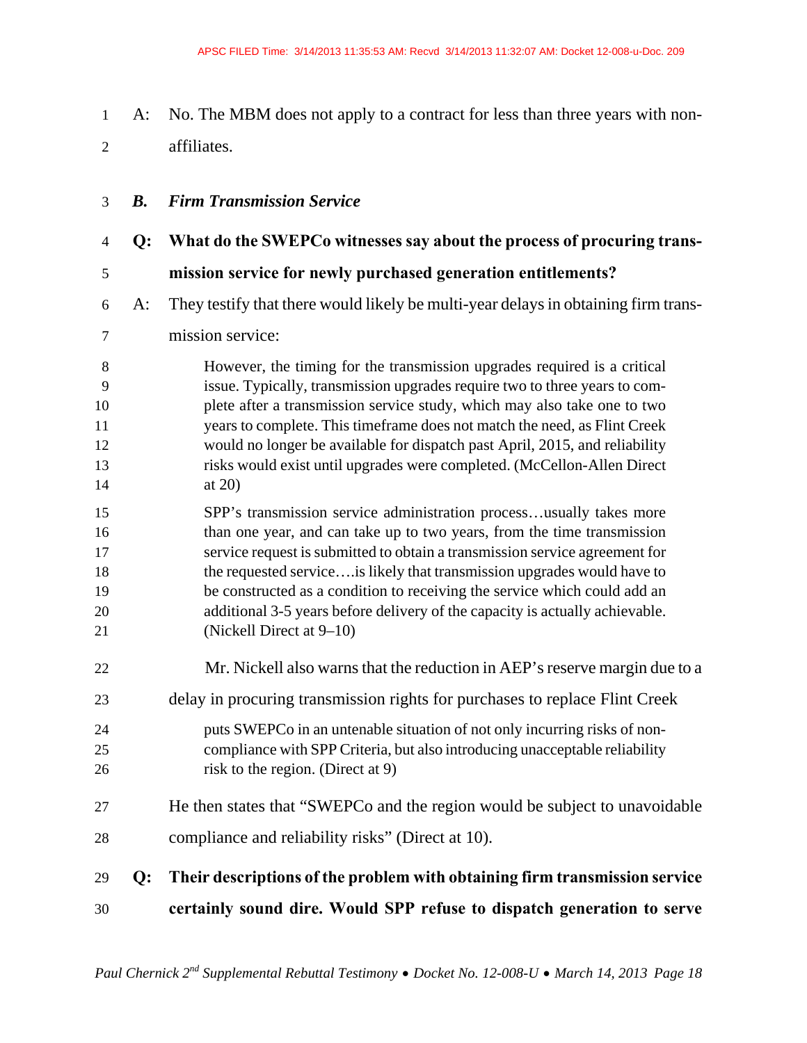A: No. The MBM does not apply to a contract for less than three years with non-affiliates.

### *B. Firm Transmission Service*

**Q: What do the SWEPCo witnesses say about the process of procuring transmission service for newly purchased generation entitlements?**

A: They testify that there would likely be multi-year delays in obtaining firm transmission service:

> However, the timing for the transmission upgrades required is a critical issue. Typically, transmission upgrades require two to three years to complete after a transmission service study, which may also take one to two years to complete. This timeframe does not match the need, as Flint Creek would no longer be available for dispatch past April, 2015, and reliability risks would exist until upgrades were completed. (McCellon-Allen Direct at 20)

> SPP's transmission service administration process…usually takes more than one year, and can take up to two years, from the time transmission service request is submitted to obtain a transmission service agreement for the requested service….is likely that transmission upgrades would have to be constructed as a condition to receiving the service which could add an additional 3-5 years before delivery of the capacity is actually achievable. (Nickell Direct at 9–10)

Mr. Nickell also warns that the reduction in AEP's reserve margin due to a delay in procuring transmission rights for purchases to replace Flint Creek

> puts SWEPCo in an untenable situation of not only incurring risks of non-compliance with SPP Criteria, but also introducing unacceptable reliability risk to the region. (Direct at 9)

He then states that "SWEPCo and the region would be subject to unavoidable compliance and reliability risks" (Direct at 10).

**Q: Their descriptions of the problem with obtaining firm transmission service certainly sound dire. Would SPP refuse to dispatch generation to serve**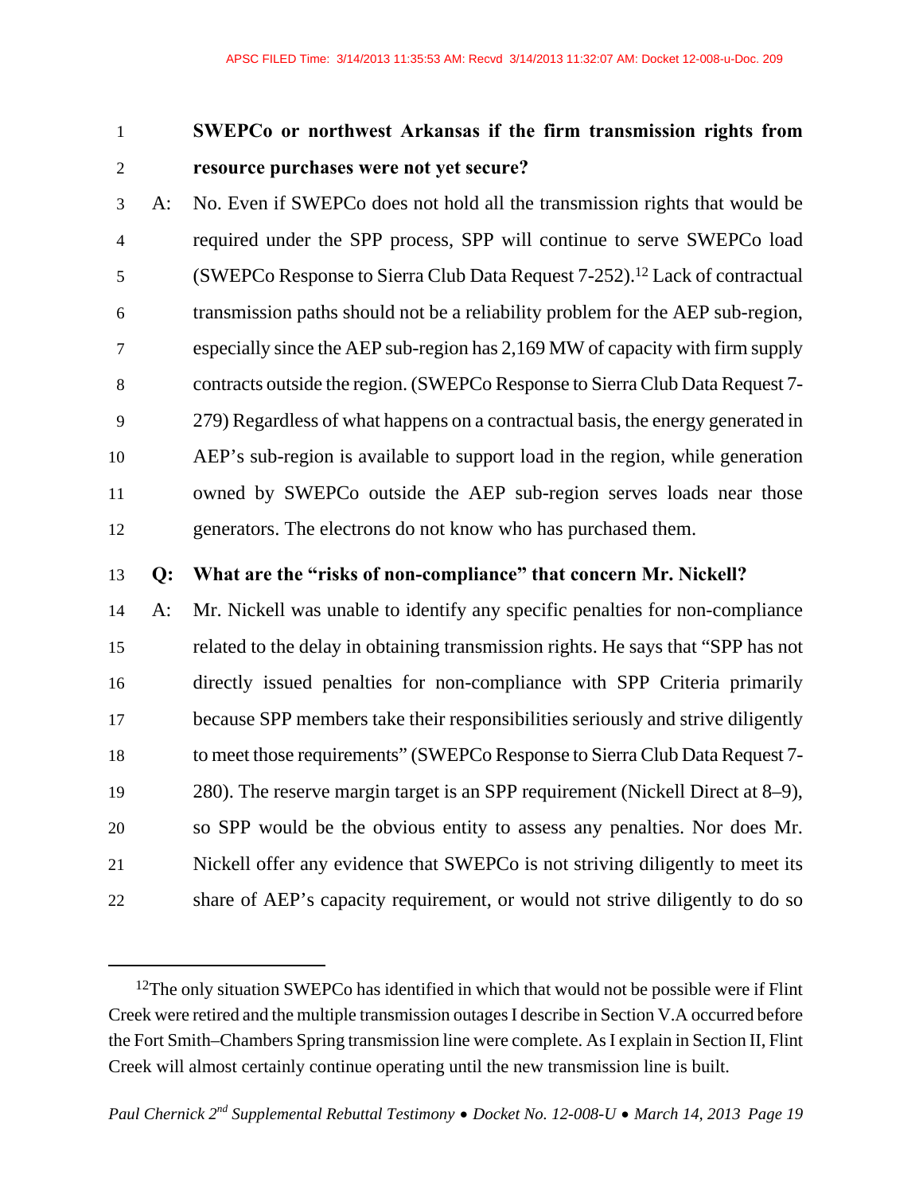**SWEPCo or northwest Arkansas if the firm transmission rights from resource purchases were not yet secure?**

A: No. Even if SWEPCo does not hold all the transmission rights that would be required under the SPP process, SPP will continue to serve SWEPCo load (SWEPCo Response to Sierra Club Data Request 7-252).[12] Lack of contractual transmission paths should not be a reliability problem for the AEP sub-region, especially since the AEP sub-region has 2,169 MW of capacity with firm supply contracts outside the region. (SWEPCo Response to Sierra Club Data Request 7-279) Regardless of what happens on a contractual basis, the energy generated in AEP's sub-region is available to support load in the region, while generation owned by SWEPCo outside the AEP sub-region serves loads near those generators. The electrons do not know who has purchased them.

**Q: What are the "risks of non-compliance" that concern Mr. Nickell?**

A: Mr. Nickell was unable to identify any specific penalties for non-compliance related to the delay in obtaining transmission rights. He says that "SPP has not directly issued penalties for non-compliance with SPP Criteria primarily because SPP members take their responsibilities seriously and strive diligently to meet those requirements" (SWEPCo Response to Sierra Club Data Request 7-280). The reserve margin target is an SPP requirement (Nickell Direct at 8–9), so SPP would be the obvious entity to assess any penalties. Nor does Mr. Nickell offer any evidence that SWEPCo is not striving diligently to meet its share of AEP's capacity requirement, or would not strive diligently to do so

---

[12] The only situation SWEPCo has identified in which that would not be possible were if Flint Creek were retired and the multiple transmission outages I describe in Section V.A occurred before the Fort Smith–Chambers Spring transmission line were complete. As I explain in Section II, Flint Creek will almost certainly continue operating until the new transmission line is built.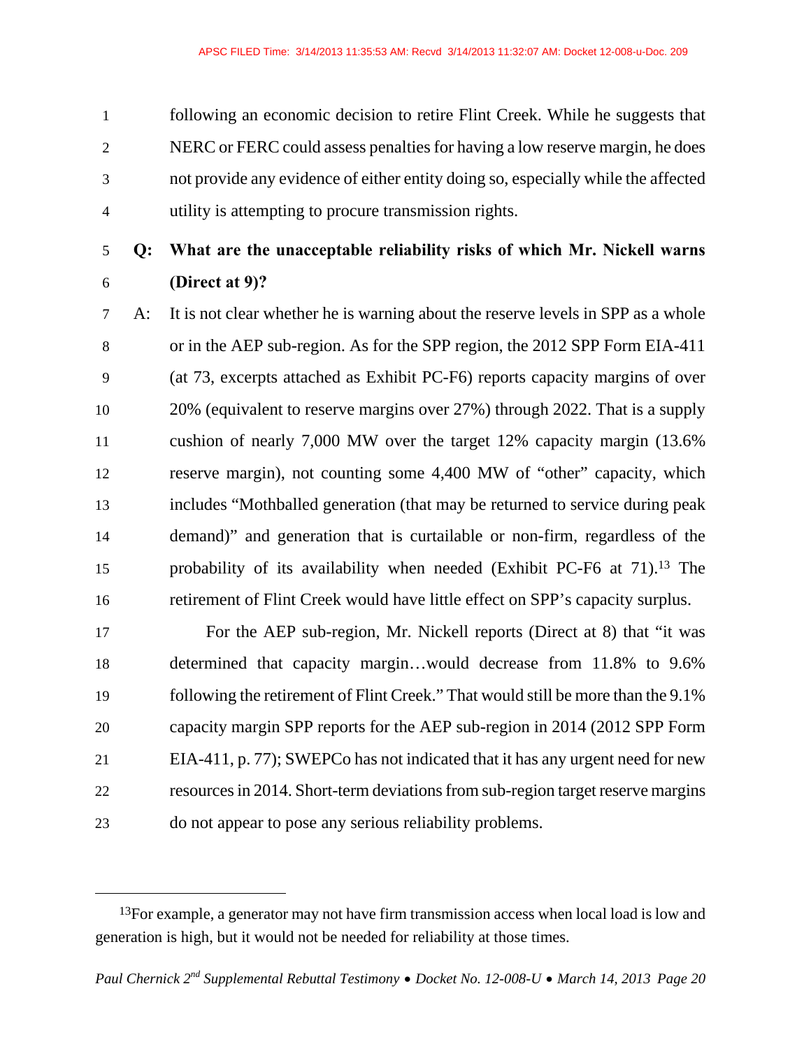following an economic decision to retire Flint Creek. While he suggests that NERC or FERC could assess penalties for having a low reserve margin, he does not provide any evidence of either entity doing so, especially while the affected utility is attempting to procure transmission rights.

**Q: What are the unacceptable reliability risks of which Mr. Nickell warns (Direct at 9)?**

A: It is not clear whether he is warning about the reserve levels in SPP as a whole or in the AEP sub-region. As for the SPP region, the 2012 SPP Form EIA-411 (at 73, excerpts attached as Exhibit PC-F6) reports capacity margins of over 20% (equivalent to reserve margins over 27%) through 2022. That is a supply cushion of nearly 7,000 MW over the target 12% capacity margin (13.6% reserve margin), not counting some 4,400 MW of "other" capacity, which includes "Mothballed generation (that may be returned to service during peak demand)" and generation that is curtailable or non-firm, regardless of the probability of its availability when needed (Exhibit PC-F6 at 71).[13] The retirement of Flint Creek would have little effect on SPP's capacity surplus.

For the AEP sub-region, Mr. Nickell reports (Direct at 8) that "it was determined that capacity margin…would decrease from 11.8% to 9.6% following the retirement of Flint Creek." That would still be more than the 9.1% capacity margin SPP reports for the AEP sub-region in 2014 (2012 SPP Form EIA-411, p. 77); SWEPCo has not indicated that it has any urgent need for new resources in 2014. Short-term deviations from sub-region target reserve margins do not appear to pose any serious reliability problems.

---

[13] For example, a generator may not have firm transmission access when local load is low and generation is high, but it would not be needed for reliability at those times.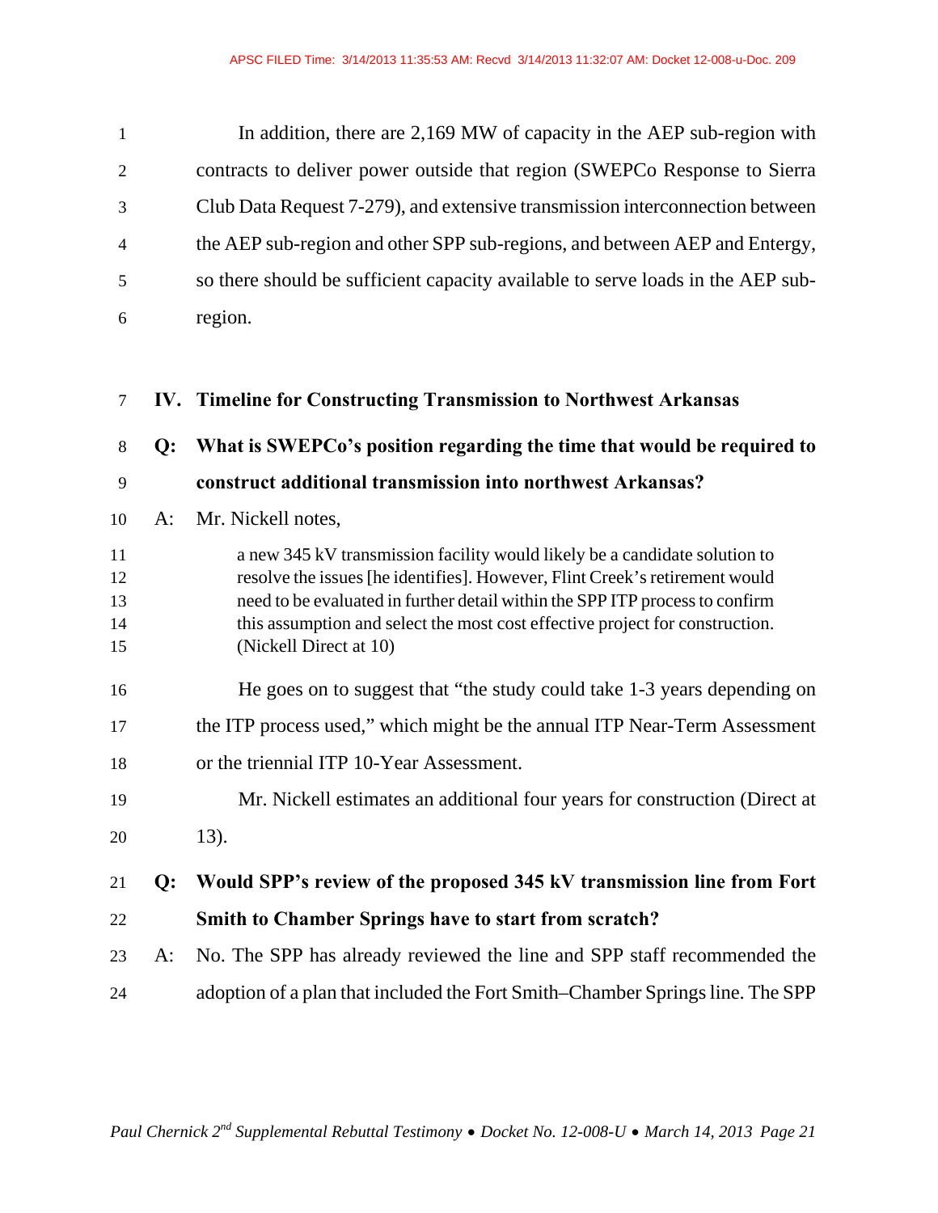In addition, there are 2,169 MW of capacity in the AEP sub-region with contracts to deliver power outside that region (SWEPCo Response to Sierra Club Data Request 7-279), and extensive transmission interconnection between the AEP sub-region and other SPP sub-regions, and between AEP and Entergy, so there should be sufficient capacity available to serve loads in the AEP sub-region.

## IV. Timeline for Constructing Transmission to Northwest Arkansas

**Q: What is SWEPCo's position regarding the time that would be required to construct additional transmission into northwest Arkansas?**

A: Mr. Nickell notes,

> a new 345 kV transmission facility would likely be a candidate solution to resolve the issues [he identifies]. However, Flint Creek's retirement would need to be evaluated in further detail within the SPP ITP process to confirm this assumption and select the most cost effective project for construction. (Nickell Direct at 10)

He goes on to suggest that "the study could take 1-3 years depending on the ITP process used," which might be the annual ITP Near-Term Assessment or the triennial ITP 10-Year Assessment.

Mr. Nickell estimates an additional four years for construction (Direct at 13).

**Q: Would SPP's review of the proposed 345 kV transmission line from Fort Smith to Chamber Springs have to start from scratch?**

A: No. The SPP has already reviewed the line and SPP staff recommended the adoption of a plan that included the Fort Smith–Chamber Springs line. The SPP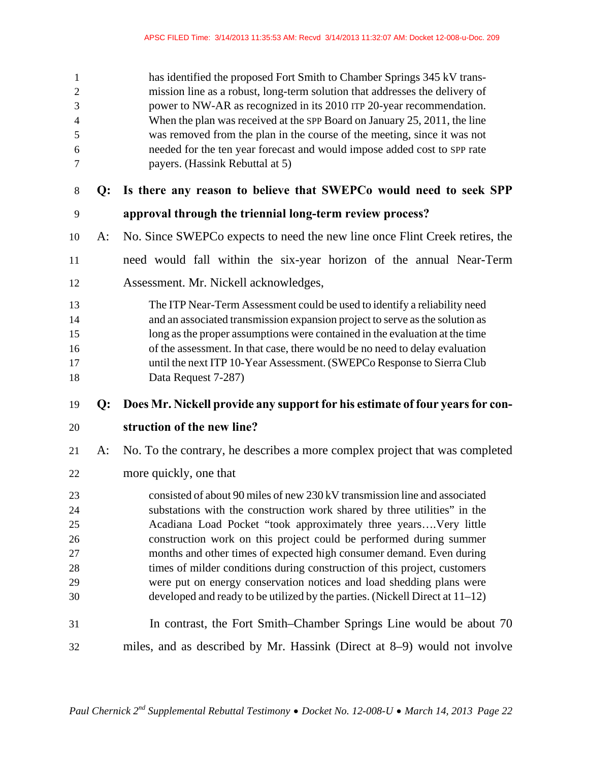> has identified the proposed Fort Smith to Chamber Springs 345 kV transmission line as a robust, long-term solution that addresses the delivery of power to NW-AR as recognized in its 2010 ITP 20-year recommendation. When the plan was received at the SPP Board on January 25, 2011, the line was removed from the plan in the course of the meeting, since it was not needed for the ten year forecast and would impose added cost to SPP rate payers. (Hassink Rebuttal at 5)

**Q: Is there any reason to believe that SWEPCo would need to seek SPP approval through the triennial long-term review process?**

A: No. Since SWEPCo expects to need the new line once Flint Creek retires, the need would fall within the six-year horizon of the annual Near-Term Assessment. Mr. Nickell acknowledges,

> The ITP Near-Term Assessment could be used to identify a reliability need and an associated transmission expansion project to serve as the solution as long as the proper assumptions were contained in the evaluation at the time of the assessment. In that case, there would be no need to delay evaluation until the next ITP 10-Year Assessment. (SWEPCo Response to Sierra Club Data Request 7-287)

**Q: Does Mr. Nickell provide any support for his estimate of four years for construction of the new line?**

A: No. To the contrary, he describes a more complex project that was completed more quickly, one that

> consisted of about 90 miles of new 230 kV transmission line and associated substations with the construction work shared by three utilities" in the Acadiana Load Pocket "took approximately three years….Very little construction work on this project could be performed during summer months and other times of expected high consumer demand. Even during times of milder conditions during construction of this project, customers were put on energy conservation notices and load shedding plans were developed and ready to be utilized by the parties. (Nickell Direct at 11–12)

In contrast, the Fort Smith–Chamber Springs Line would be about 70 miles, and as described by Mr. Hassink (Direct at 8–9) would not involve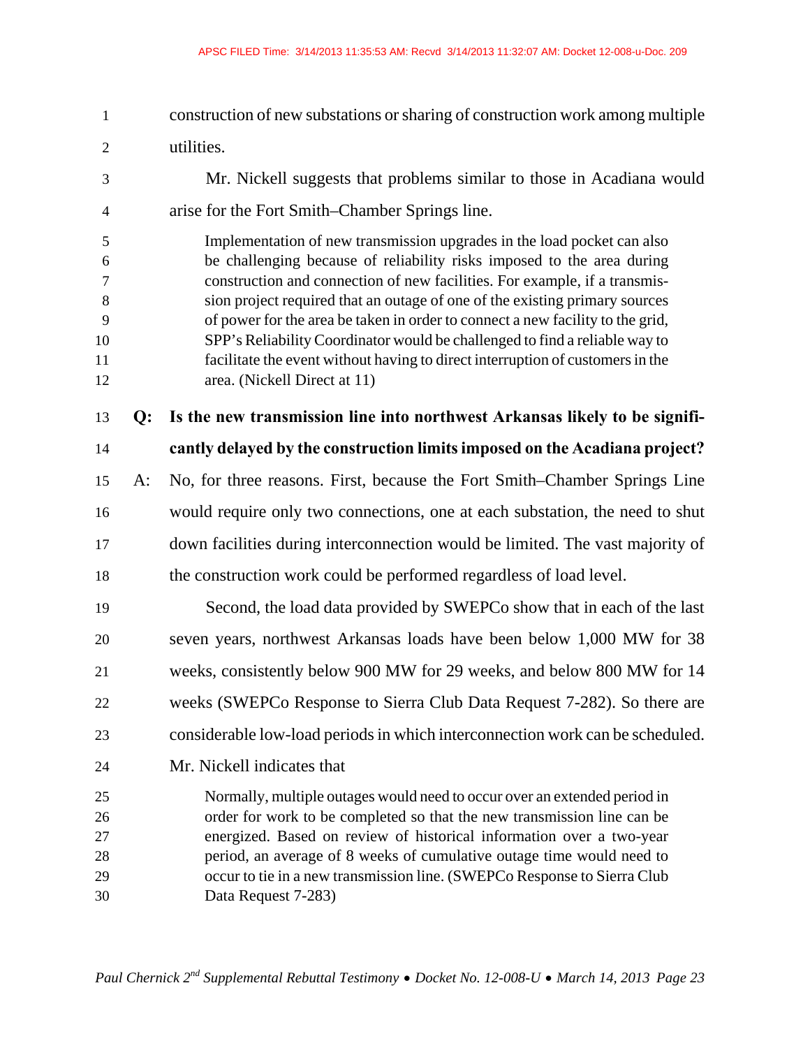construction of new substations or sharing of construction work among multiple utilities.

Mr. Nickell suggests that problems similar to those in Acadiana would arise for the Fort Smith–Chamber Springs line.

> Implementation of new transmission upgrades in the load pocket can also be challenging because of reliability risks imposed to the area during construction and connection of new facilities. For example, if a transmission project required that an outage of one of the existing primary sources of power for the area be taken in order to connect a new facility to the grid, SPP's Reliability Coordinator would be challenged to find a reliable way to facilitate the event without having to direct interruption of customers in the area. (Nickell Direct at 11)

**Q: Is the new transmission line into northwest Arkansas likely to be significantly delayed by the construction limits imposed on the Acadiana project?**

A: No, for three reasons. First, because the Fort Smith–Chamber Springs Line would require only two connections, one at each substation, the need to shut down facilities during interconnection would be limited. The vast majority of the construction work could be performed regardless of load level.

Second, the load data provided by SWEPCo show that in each of the last seven years, northwest Arkansas loads have been below 1,000 MW for 38 weeks, consistently below 900 MW for 29 weeks, and below 800 MW for 14 weeks (SWEPCo Response to Sierra Club Data Request 7-282). So there are considerable low-load periods in which interconnection work can be scheduled.

Mr. Nickell indicates that

> Normally, multiple outages would need to occur over an extended period in order for work to be completed so that the new transmission line can be energized. Based on review of historical information over a two-year period, an average of 8 weeks of cumulative outage time would need to occur to tie in a new transmission line. (SWEPCo Response to Sierra Club Data Request 7-283)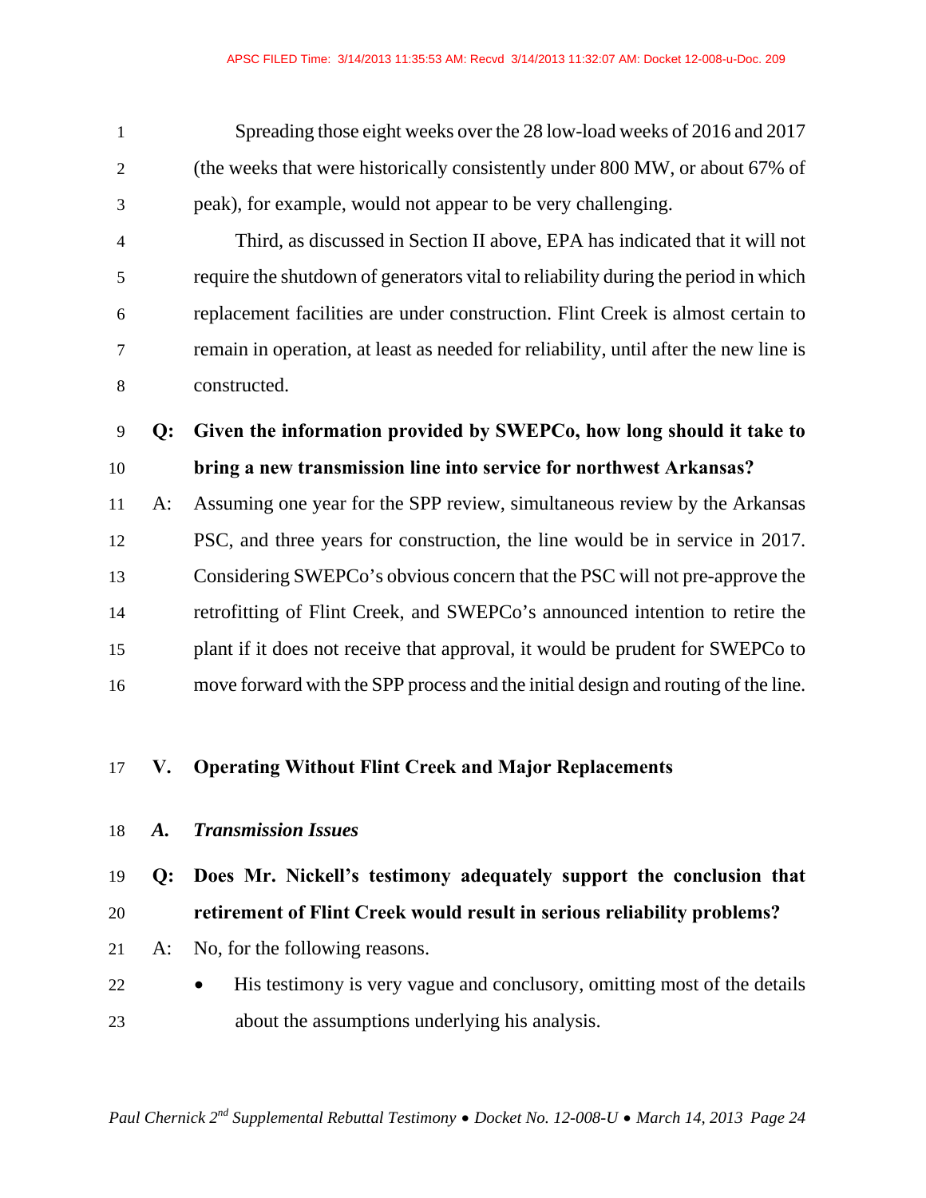Spreading those eight weeks over the 28 low-load weeks of 2016 and 2017 (the weeks that were historically consistently under 800 MW, or about 67% of peak), for example, would not appear to be very challenging.

Third, as discussed in Section II above, EPA has indicated that it will not require the shutdown of generators vital to reliability during the period in which replacement facilities are under construction. Flint Creek is almost certain to remain in operation, at least as needed for reliability, until after the new line is constructed.

**Q: Given the information provided by SWEPCo, how long should it take to bring a new transmission line into service for northwest Arkansas?**

A: Assuming one year for the SPP review, simultaneous review by the Arkansas PSC, and three years for construction, the line would be in service in 2017. Considering SWEPCo's obvious concern that the PSC will not pre-approve the retrofitting of Flint Creek, and SWEPCo's announced intention to retire the plant if it does not receive that approval, it would be prudent for SWEPCo to move forward with the SPP process and the initial design and routing of the line.

## V. Operating Without Flint Creek and Major Replacements

### *A. Transmission Issues*

**Q: Does Mr. Nickell's testimony adequately support the conclusion that retirement of Flint Creek would result in serious reliability problems?**

A: No, for the following reasons.

- His testimony is very vague and conclusory, omitting most of the details about the assumptions underlying his analysis.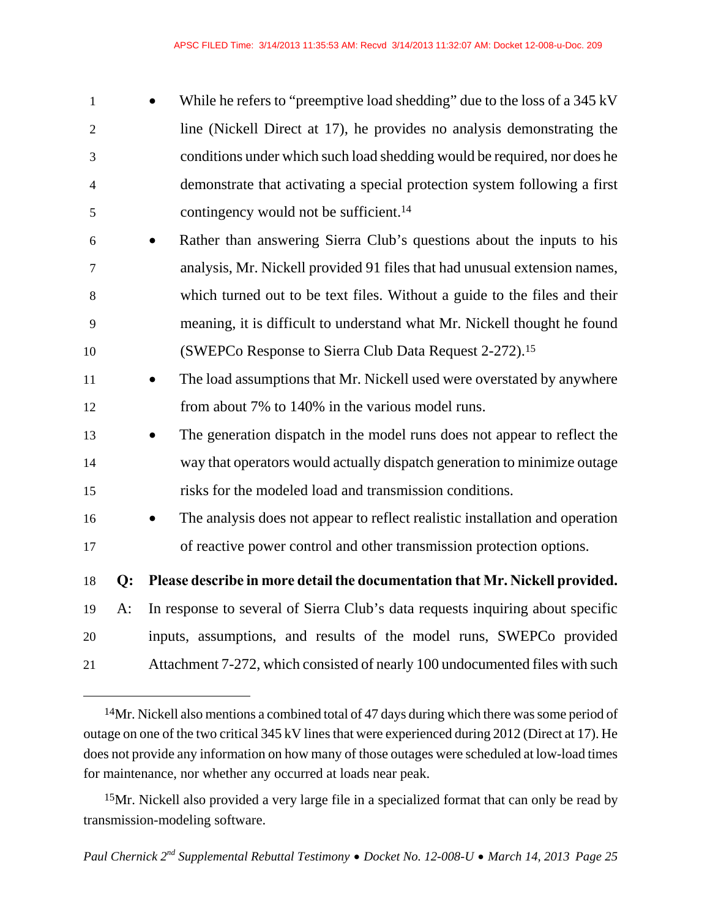- While he refers to "preemptive load shedding" due to the loss of a 345 kV line (Nickell Direct at 17), he provides no analysis demonstrating the conditions under which such load shedding would be required, nor does he demonstrate that activating a special protection system following a first contingency would not be sufficient.[14]
- Rather than answering Sierra Club's questions about the inputs to his analysis, Mr. Nickell provided 91 files that had unusual extension names, which turned out to be text files. Without a guide to the files and their meaning, it is difficult to understand what Mr. Nickell thought he found (SWEPCo Response to Sierra Club Data Request 2-272).[15]
- The load assumptions that Mr. Nickell used were overstated by anywhere from about 7% to 140% in the various model runs.
- The generation dispatch in the model runs does not appear to reflect the way that operators would actually dispatch generation to minimize outage risks for the modeled load and transmission conditions.
- The analysis does not appear to reflect realistic installation and operation of reactive power control and other transmission protection options.

**Q: Please describe in more detail the documentation that Mr. Nickell provided.**

A: In response to several of Sierra Club's data requests inquiring about specific inputs, assumptions, and results of the model runs, SWEPCo provided Attachment 7-272, which consisted of nearly 100 undocumented files with such

---

[14] Mr. Nickell also mentions a combined total of 47 days during which there was some period of outage on one of the two critical 345 kV lines that were experienced during 2012 (Direct at 17). He does not provide any information on how many of those outages were scheduled at low-load times for maintenance, nor whether any occurred at loads near peak.

[15] Mr. Nickell also provided a very large file in a specialized format that can only be read by transmission-modeling software.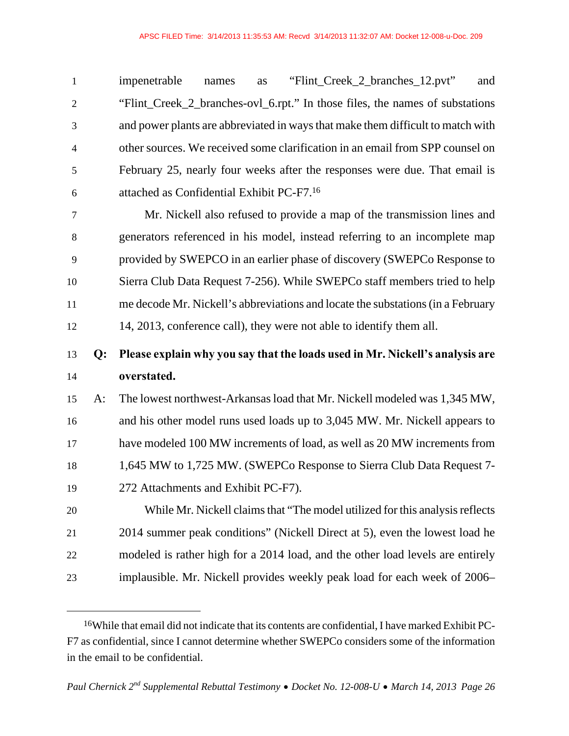impenetrable names as "Flint_Creek_2_branches_12.pvt" and "Flint_Creek_2_branches-ovl_6.rpt." In those files, the names of substations and power plants are abbreviated in ways that make them difficult to match with other sources. We received some clarification in an email from SPP counsel on February 25, nearly four weeks after the responses were due. That email is attached as Confidential Exhibit PC-F7.[16]

Mr. Nickell also refused to provide a map of the transmission lines and generators referenced in his model, instead referring to an incomplete map provided by SWEPCO in an earlier phase of discovery (SWEPCo Response to Sierra Club Data Request 7-256). While SWEPCo staff members tried to help me decode Mr. Nickell's abbreviations and locate the substations (in a February 14, 2013, conference call), they were not able to identify them all.

**Q: Please explain why you say that the loads used in Mr. Nickell's analysis are overstated.**

A: The lowest northwest-Arkansas load that Mr. Nickell modeled was 1,345 MW, and his other model runs used loads up to 3,045 MW. Mr. Nickell appears to have modeled 100 MW increments of load, as well as 20 MW increments from 1,645 MW to 1,725 MW. (SWEPCo Response to Sierra Club Data Request 7-272 Attachments and Exhibit PC-F7).

While Mr. Nickell claims that "The model utilized for this analysis reflects 2014 summer peak conditions" (Nickell Direct at 5), even the lowest load he modeled is rather high for a 2014 load, and the other load levels are entirely implausible. Mr. Nickell provides weekly peak load for each week of 2006–

---

[16] While that email did not indicate that its contents are confidential, I have marked Exhibit PC-F7 as confidential, since I cannot determine whether SWEPCo considers some of the information in the email to be confidential.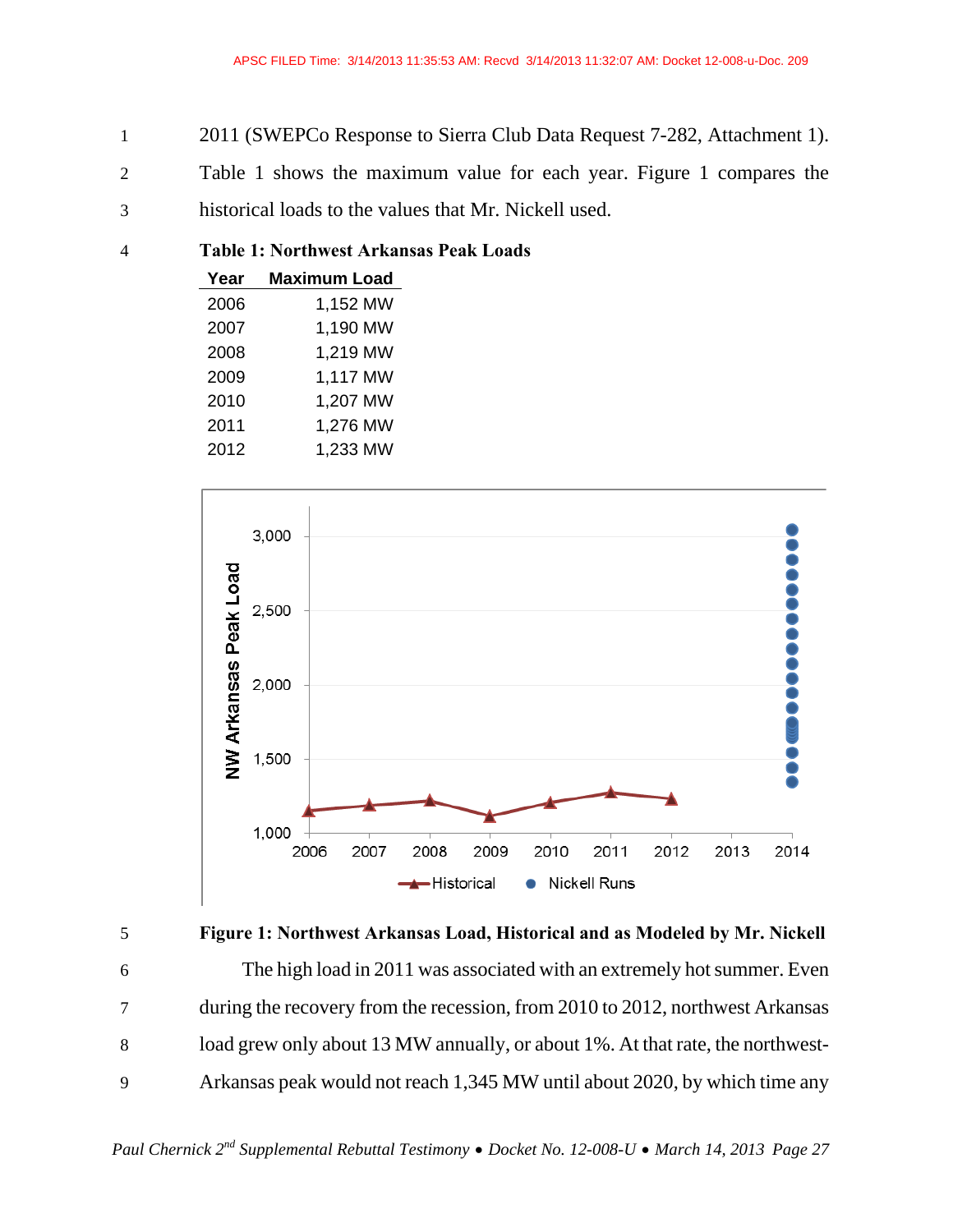2011 (SWEPCo Response to Sierra Club Data Request 7-282, Attachment 1). Table 1 shows the maximum value for each year. Figure 1 compares the historical loads to the values that Mr. Nickell used.

**Table 1: Northwest Arkansas Peak Loads**

| Year | Maximum Load |
|---|---|
| 2006 | 1,152 MW |
| 2007 | 1,190 MW |
| 2008 | 1,219 MW |
| 2009 | 1,117 MW |
| 2010 | 1,207 MW |
| 2011 | 1,276 MW |
| 2012 | 1,233 MW |

**Figure 1: Northwest Arkansas Load, Historical and as Modeled by Mr. Nickell**

The high load in 2011 was associated with an extremely hot summer. Even during the recovery from the recession, from 2010 to 2012, northwest Arkansas load grew only about 13 MW annually, or about 1%. At that rate, the northwest-Arkansas peak would not reach 1,345 MW until about 2020, by which time any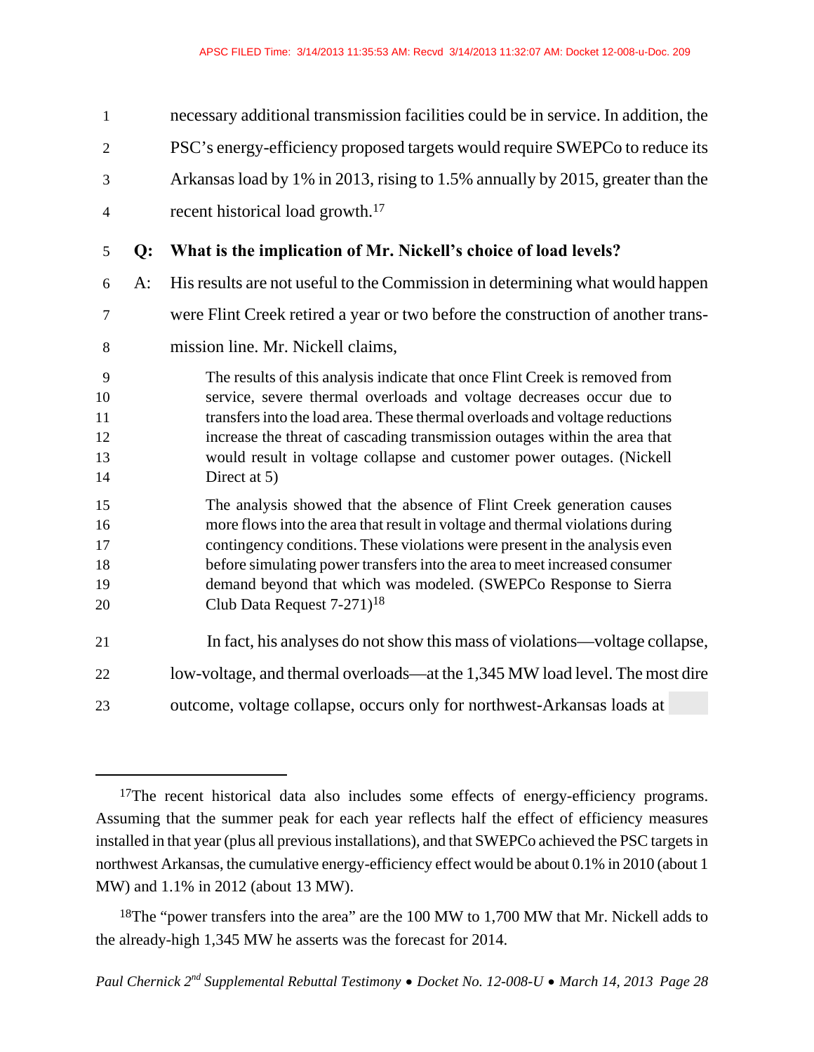necessary additional transmission facilities could be in service. In addition, the PSC's energy-efficiency proposed targets would require SWEPCo to reduce its Arkansas load by 1% in 2013, rising to 1.5% annually by 2015, greater than the recent historical load growth.[17]

**Q: What is the implication of Mr. Nickell's choice of load levels?**

A: His results are not useful to the Commission in determining what would happen were Flint Creek retired a year or two before the construction of another transmission line. Mr. Nickell claims,

> The results of this analysis indicate that once Flint Creek is removed from service, severe thermal overloads and voltage decreases occur due to transfers into the load area. These thermal overloads and voltage reductions increase the threat of cascading transmission outages within the area that would result in voltage collapse and customer power outages. (Nickell Direct at 5)

> The analysis showed that the absence of Flint Creek generation causes more flows into the area that result in voltage and thermal violations during contingency conditions. These violations were present in the analysis even before simulating power transfers into the area to meet increased consumer demand beyond that which was modeled. (SWEPCo Response to Sierra Club Data Request 7-271)[18]

In fact, his analyses do not show this mass of violations—voltage collapse, low-voltage, and thermal overloads—at the 1,345 MW load level. The most dire outcome, voltage collapse, occurs only for northwest-Arkansas loads at

---

[17] The recent historical data also includes some effects of energy-efficiency programs. Assuming that the summer peak for each year reflects half the effect of efficiency measures installed in that year (plus all previous installations), and that SWEPCo achieved the PSC targets in northwest Arkansas, the cumulative energy-efficiency effect would be about 0.1% in 2010 (about 1 MW) and 1.1% in 2012 (about 13 MW).

[18] The "power transfers into the area" are the 100 MW to 1,700 MW that Mr. Nickell adds to the already-high 1,345 MW he asserts was the forecast for 2014.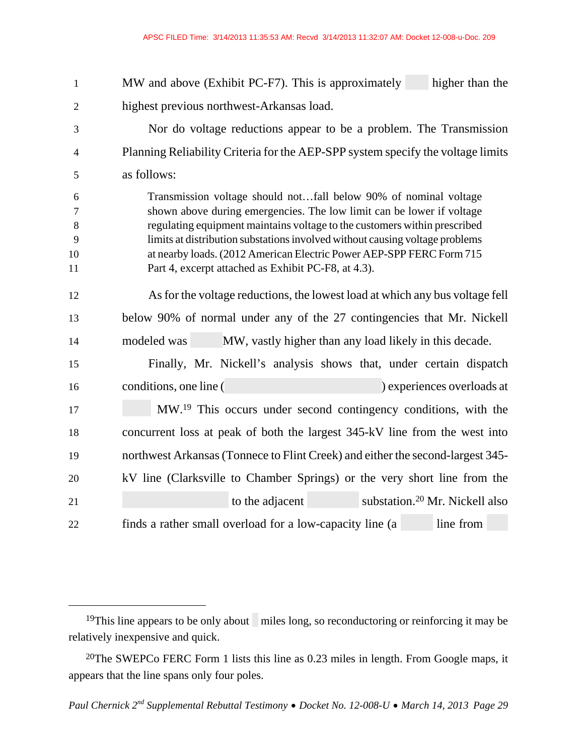MW and above (Exhibit PC-F7). This is approximately higher than the highest previous northwest-Arkansas load.

Nor do voltage reductions appear to be a problem. The Transmission Planning Reliability Criteria for the AEP-SPP system specify the voltage limits as follows:

> Transmission voltage should not…fall below 90% of nominal voltage shown above during emergencies. The low limit can be lower if voltage regulating equipment maintains voltage to the customers within prescribed limits at distribution substations involved without causing voltage problems at nearby loads. (2012 American Electric Power AEP-SPP FERC Form 715 Part 4, excerpt attached as Exhibit PC-F8, at 4.3).

As for the voltage reductions, the lowest load at which any bus voltage fell below 90% of normal under any of the 27 contingencies that Mr. Nickell modeled was MW, vastly higher than any load likely in this decade.

Finally, Mr. Nickell's analysis shows that, under certain dispatch conditions, one line ( ) experiences overloads at MW.[19] This occurs under second contingency conditions, with the concurrent loss at peak of both the largest 345-kV line from the west into northwest Arkansas (Tonnece to Flint Creek) and either the second-largest 345-kV line (Clarksville to Chamber Springs) or the very short line from the to the adjacent substation.[20] Mr. Nickell also finds a rather small overload for a low-capacity line (a line from

---

[19] This line appears to be only about miles long, so reconductoring or reinforcing it may be relatively inexpensive and quick.

[20] The SWEPCo FERC Form 1 lists this line as 0.23 miles in length. From Google maps, it appears that the line spans only four poles.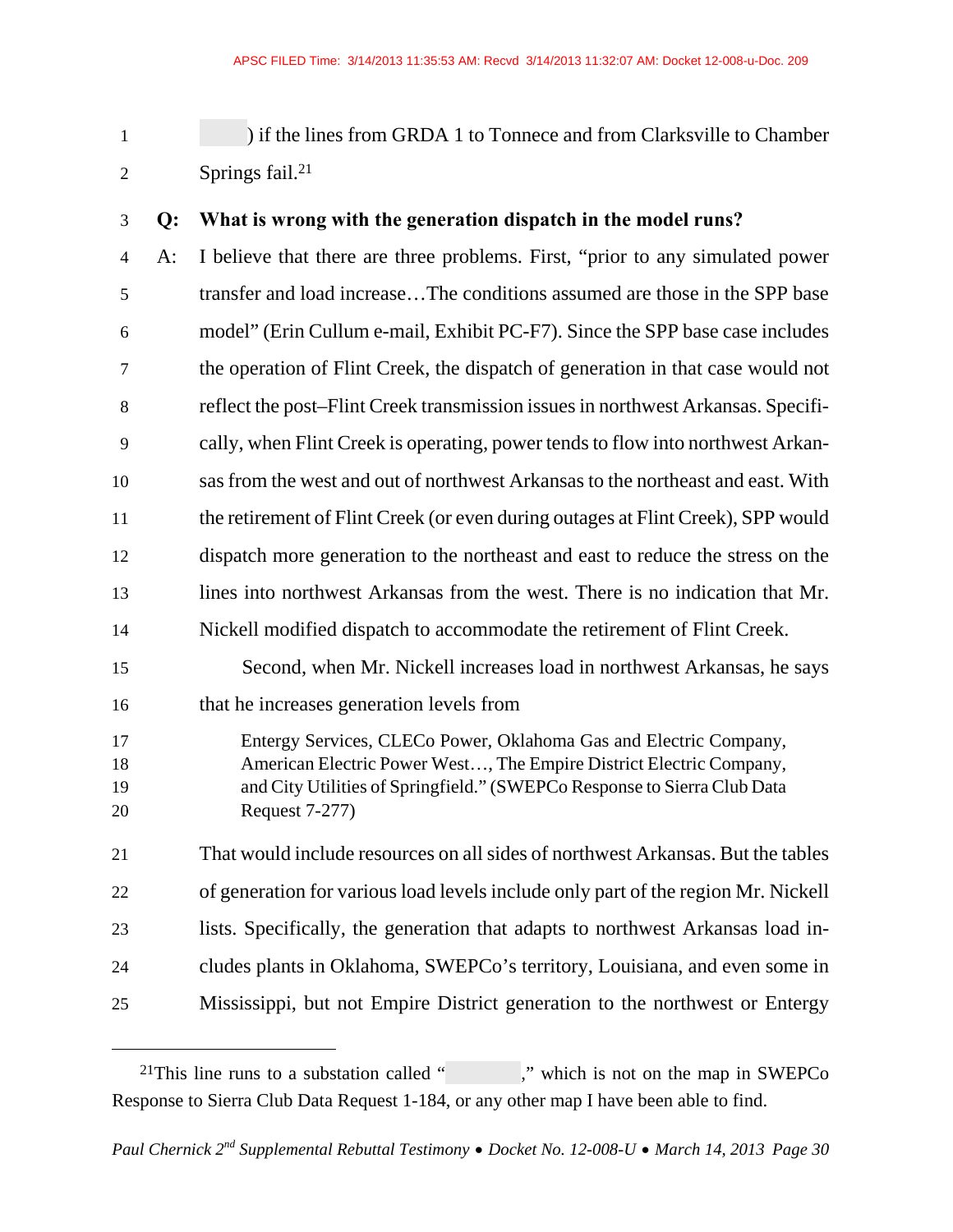) if the lines from GRDA 1 to Tonnece and from Clarksville to Chamber Springs fail.[21]

**Q: What is wrong with the generation dispatch in the model runs?**

A: I believe that there are three problems. First, "prior to any simulated power transfer and load increase…The conditions assumed are those in the SPP base model" (Erin Cullum e-mail, Exhibit PC-F7). Since the SPP base case includes the operation of Flint Creek, the dispatch of generation in that case would not reflect the post–Flint Creek transmission issues in northwest Arkansas. Specifically, when Flint Creek is operating, power tends to flow into northwest Arkansas from the west and out of northwest Arkansas to the northeast and east. With the retirement of Flint Creek (or even during outages at Flint Creek), SPP would dispatch more generation to the northeast and east to reduce the stress on the lines into northwest Arkansas from the west. There is no indication that Mr. Nickell modified dispatch to accommodate the retirement of Flint Creek.

Second, when Mr. Nickell increases load in northwest Arkansas, he says that he increases generation levels from

> Entergy Services, CLECo Power, Oklahoma Gas and Electric Company, American Electric Power West…, The Empire District Electric Company, and City Utilities of Springfield." (SWEPCo Response to Sierra Club Data Request 7-277)

That would include resources on all sides of northwest Arkansas. But the tables of generation for various load levels include only part of the region Mr. Nickell lists. Specifically, the generation that adapts to northwest Arkansas load includes plants in Oklahoma, SWEPCo's territory, Louisiana, and even some in Mississippi, but not Empire District generation to the northwest or Entergy

---

[21] This line runs to a substation called " ," which is not on the map in SWEPCo Response to Sierra Club Data Request 1-184, or any other map I have been able to find.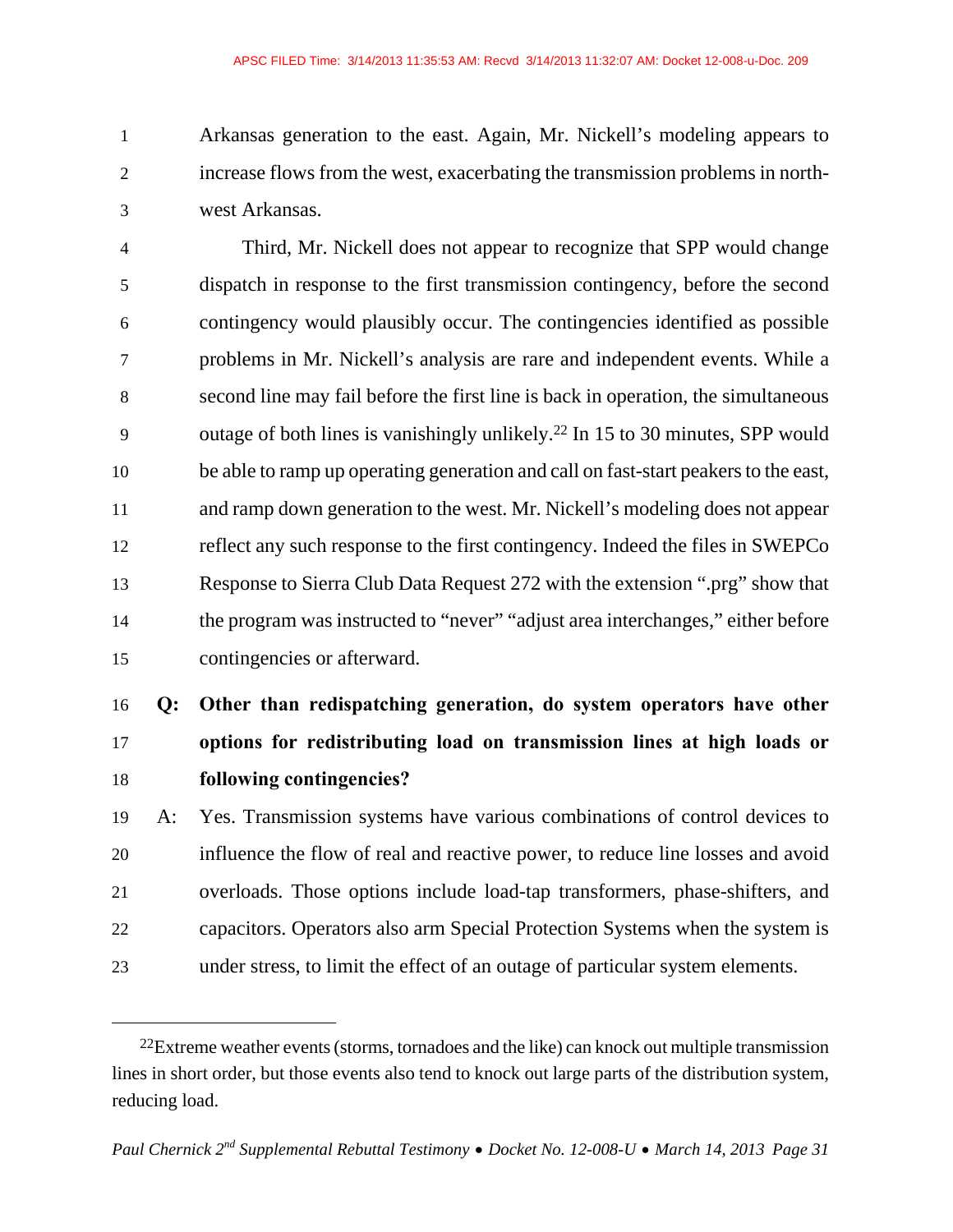Arkansas generation to the east. Again, Mr. Nickell's modeling appears to increase flows from the west, exacerbating the transmission problems in north-west Arkansas.

Third, Mr. Nickell does not appear to recognize that SPP would change dispatch in response to the first transmission contingency, before the second contingency would plausibly occur. The contingencies identified as possible problems in Mr. Nickell's analysis are rare and independent events. While a second line may fail before the first line is back in operation, the simultaneous outage of both lines is vanishingly unlikely.[22] In 15 to 30 minutes, SPP would be able to ramp up operating generation and call on fast-start peakers to the east, and ramp down generation to the west. Mr. Nickell's modeling does not appear reflect any such response to the first contingency. Indeed the files in SWEPCo Response to Sierra Club Data Request 272 with the extension ".prg" show that the program was instructed to "never" "adjust area interchanges," either before contingencies or afterward.

**Q: Other than redispatching generation, do system operators have other options for redistributing load on transmission lines at high loads or following contingencies?**

A: Yes. Transmission systems have various combinations of control devices to influence the flow of real and reactive power, to reduce line losses and avoid overloads. Those options include load-tap transformers, phase-shifters, and capacitors. Operators also arm Special Protection Systems when the system is under stress, to limit the effect of an outage of particular system elements.

---

[22] Extreme weather events (storms, tornadoes and the like) can knock out multiple transmission lines in short order, but those events also tend to knock out large parts of the distribution system, reducing load.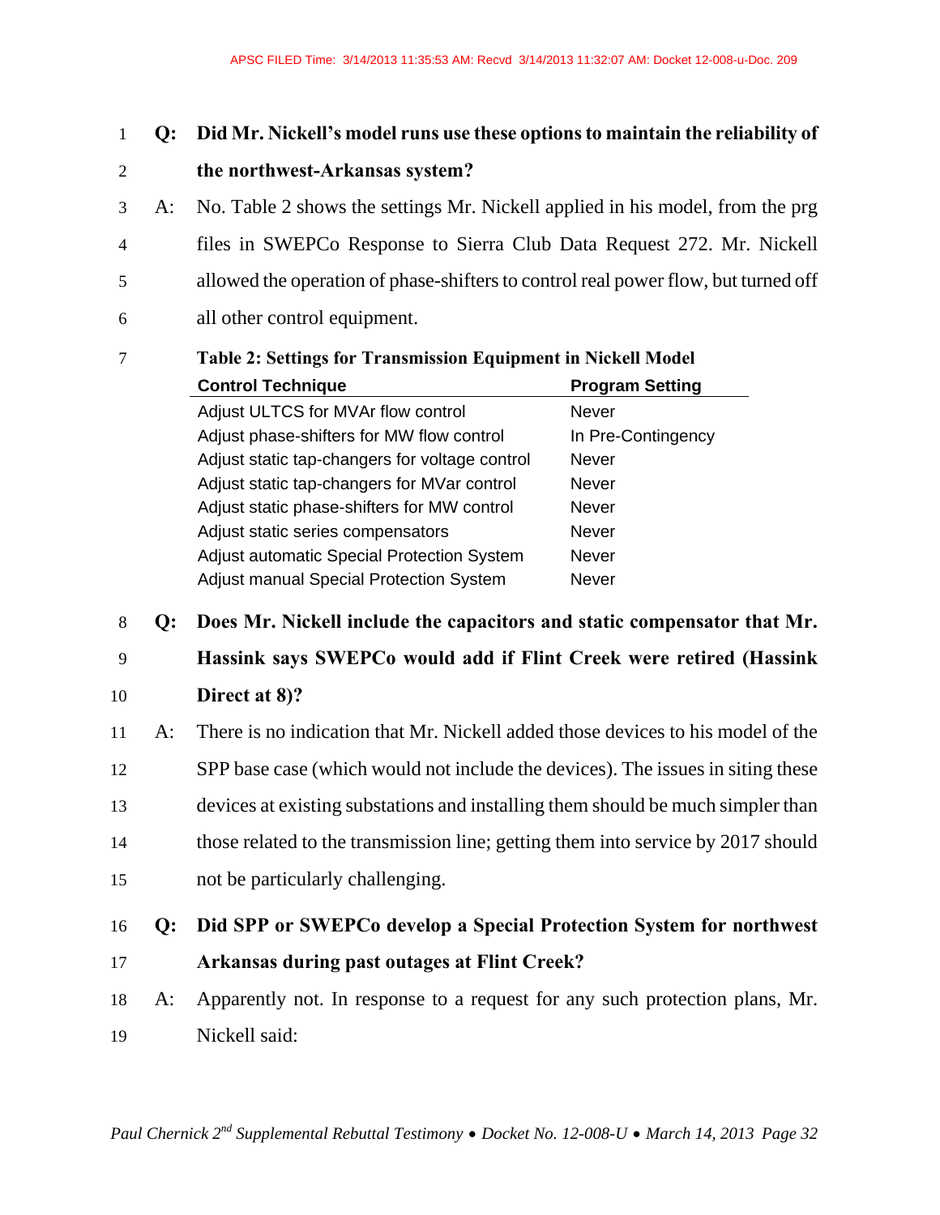**Q: Did Mr. Nickell's model runs use these options to maintain the reliability of the northwest-Arkansas system?**

A: No. Table 2 shows the settings Mr. Nickell applied in his model, from the prg files in SWEPCo Response to Sierra Club Data Request 272. Mr. Nickell allowed the operation of phase-shifters to control real power flow, but turned off all other control equipment.

**Table 2: Settings for Transmission Equipment in Nickell Model**

| Control Technique | Program Setting |
|---|---|
| Adjust ULTCS for MVAr flow control | Never |
| Adjust phase-shifters for MW flow control | In Pre-Contingency |
| Adjust static tap-changers for voltage control | Never |
| Adjust static tap-changers for MVar control | Never |
| Adjust static phase-shifters for MW control | Never |
| Adjust static series compensators | Never |
| Adjust automatic Special Protection System | Never |
| Adjust manual Special Protection System | Never |

**Q: Does Mr. Nickell include the capacitors and static compensator that Mr. Hassink says SWEPCo would add if Flint Creek were retired (Hassink Direct at 8)?**

A: There is no indication that Mr. Nickell added those devices to his model of the SPP base case (which would not include the devices). The issues in siting these devices at existing substations and installing them should be much simpler than those related to the transmission line; getting them into service by 2017 should not be particularly challenging.

**Q: Did SPP or SWEPCo develop a Special Protection System for northwest Arkansas during past outages at Flint Creek?**

A: Apparently not. In response to a request for any such protection plans, Mr. Nickell said: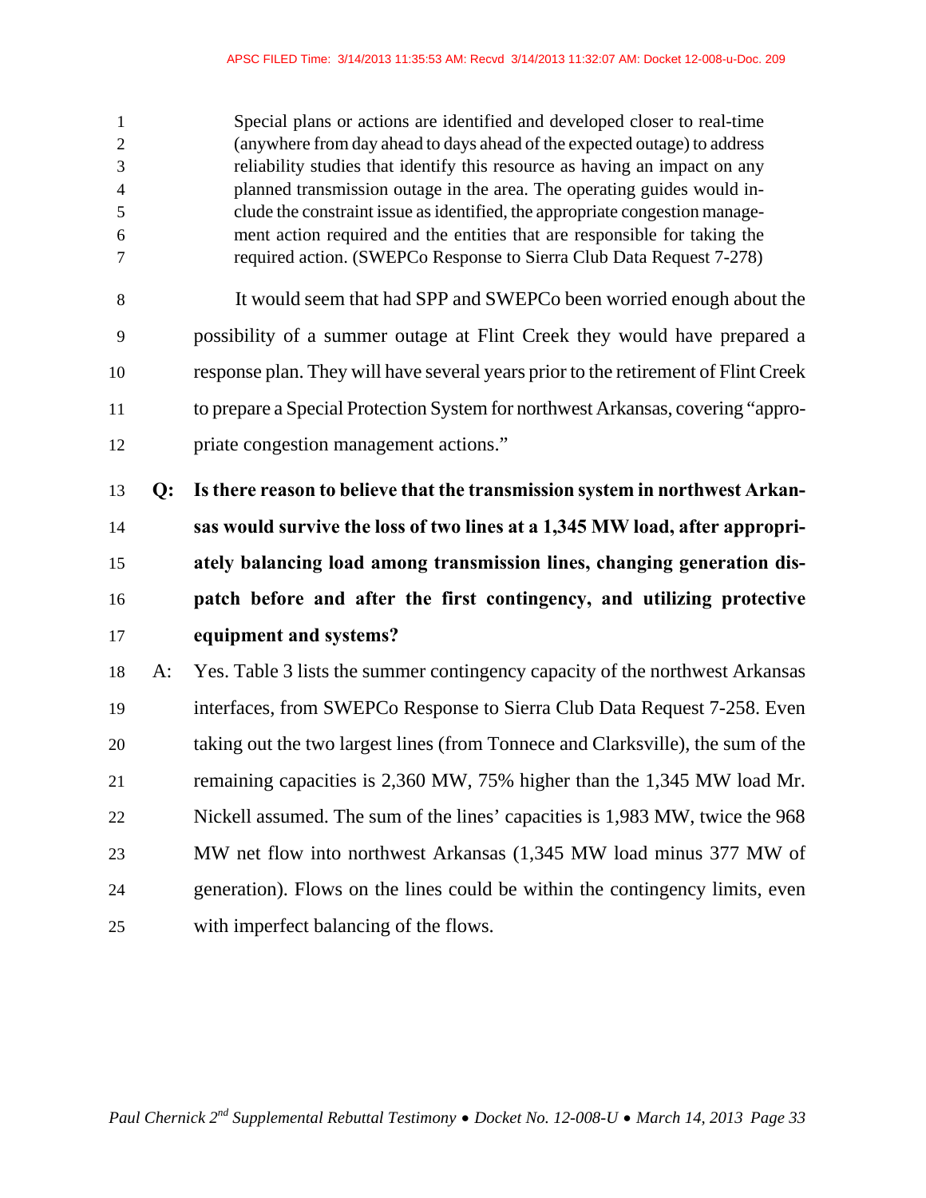> Special plans or actions are identified and developed closer to real-time (anywhere from day ahead to days ahead of the expected outage) to address reliability studies that identify this resource as having an impact on any planned transmission outage in the area. The operating guides would include the constraint issue as identified, the appropriate congestion management action required and the entities that are responsible for taking the required action. (SWEPCo Response to Sierra Club Data Request 7-278)

It would seem that had SPP and SWEPCo been worried enough about the possibility of a summer outage at Flint Creek they would have prepared a response plan. They will have several years prior to the retirement of Flint Creek to prepare a Special Protection System for northwest Arkansas, covering "appropriate congestion management actions."

**Q: Is there reason to believe that the transmission system in northwest Arkansas would survive the loss of two lines at a 1,345 MW load, after appropriately balancing load among transmission lines, changing generation dispatch before and after the first contingency, and utilizing protective equipment and systems?**

A: Yes. Table 3 lists the summer contingency capacity of the northwest Arkansas interfaces, from SWEPCo Response to Sierra Club Data Request 7-258. Even taking out the two largest lines (from Tonnece and Clarksville), the sum of the remaining capacities is 2,360 MW, 75% higher than the 1,345 MW load Mr. Nickell assumed. The sum of the lines' capacities is 1,983 MW, twice the 968 MW net flow into northwest Arkansas (1,345 MW load minus 377 MW of generation). Flows on the lines could be within the contingency limits, even with imperfect balancing of the flows.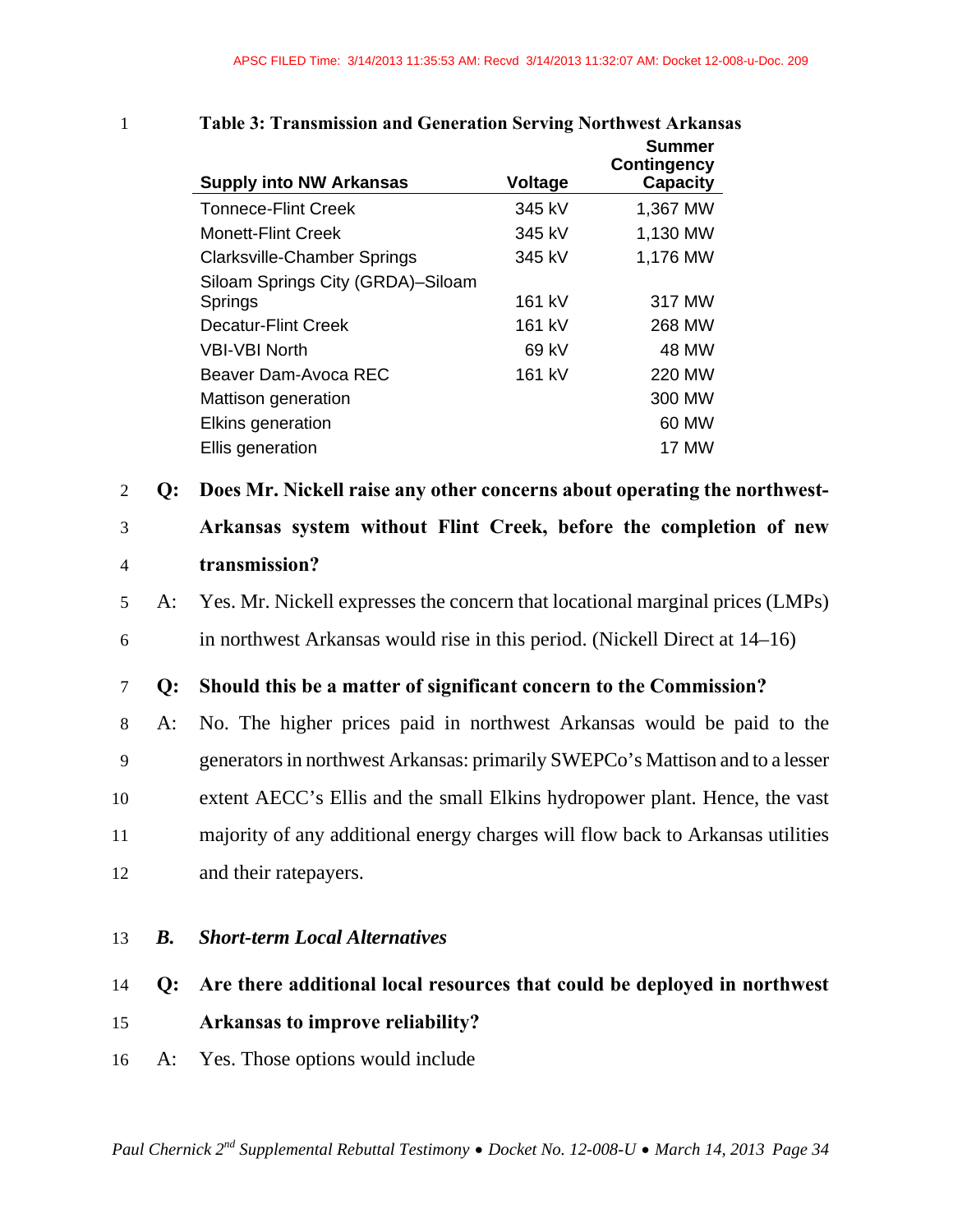**Table 3: Transmission and Generation Serving Northwest Arkansas**

| Supply into NW Arkansas | Voltage | Summer Contingency Capacity |
|---|---|---|
| Tonnece-Flint Creek | 345 kV | 1,367 MW |
| Monett-Flint Creek | 345 kV | 1,130 MW |
| Clarksville-Chamber Springs | 345 kV | 1,176 MW |
| Siloam Springs City (GRDA)–Siloam Springs | 161 kV | 317 MW |
| Decatur-Flint Creek | 161 kV | 268 MW |
| VBI-VBI North | 69 kV | 48 MW |
| Beaver Dam-Avoca REC | 161 kV | 220 MW |
| Mattison generation | | 300 MW |
| Elkins generation | | 60 MW |
| Ellis generation | | 17 MW |

**Q: Does Mr. Nickell raise any other concerns about operating the northwest-Arkansas system without Flint Creek, before the completion of new transmission?**

A: Yes. Mr. Nickell expresses the concern that locational marginal prices (LMPs) in northwest Arkansas would rise in this period. (Nickell Direct at 14–16)

**Q: Should this be a matter of significant concern to the Commission?**

A: No. The higher prices paid in northwest Arkansas would be paid to the generators in northwest Arkansas: primarily SWEPCo's Mattison and to a lesser extent AECC's Ellis and the small Elkins hydropower plant. Hence, the vast majority of any additional energy charges will flow back to Arkansas utilities and their ratepayers.

### *B. Short-term Local Alternatives*

**Q: Are there additional local resources that could be deployed in northwest Arkansas to improve reliability?**

A: Yes. Those options would include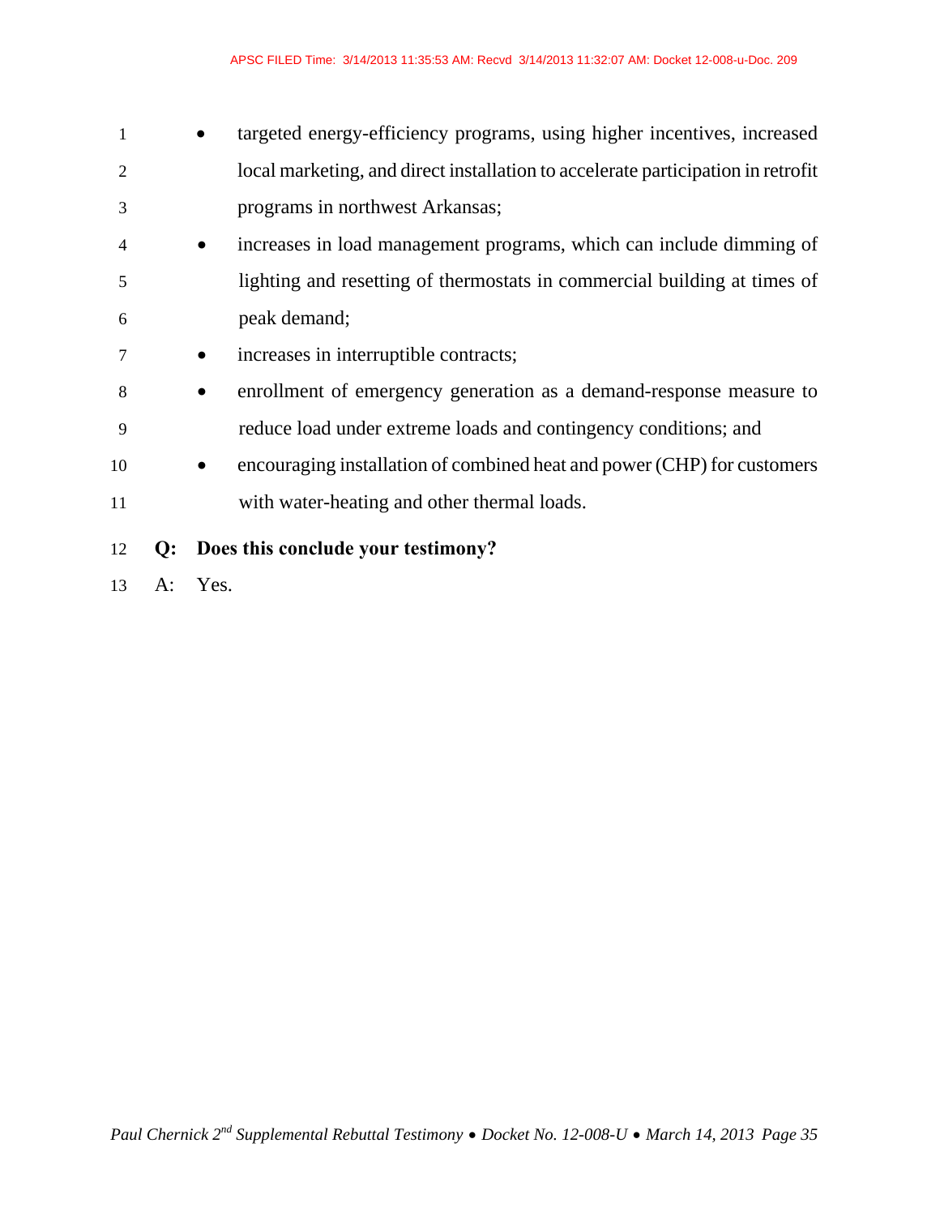- targeted energy-efficiency programs, using higher incentives, increased local marketing, and direct installation to accelerate participation in retrofit programs in northwest Arkansas;
- increases in load management programs, which can include dimming of lighting and resetting of thermostats in commercial building at times of peak demand;
- increases in interruptible contracts;
- enrollment of emergency generation as a demand-response measure to reduce load under extreme loads and contingency conditions; and
- encouraging installation of combined heat and power (CHP) for customers with water-heating and other thermal loads.

**Q: Does this conclude your testimony?**

A: Yes.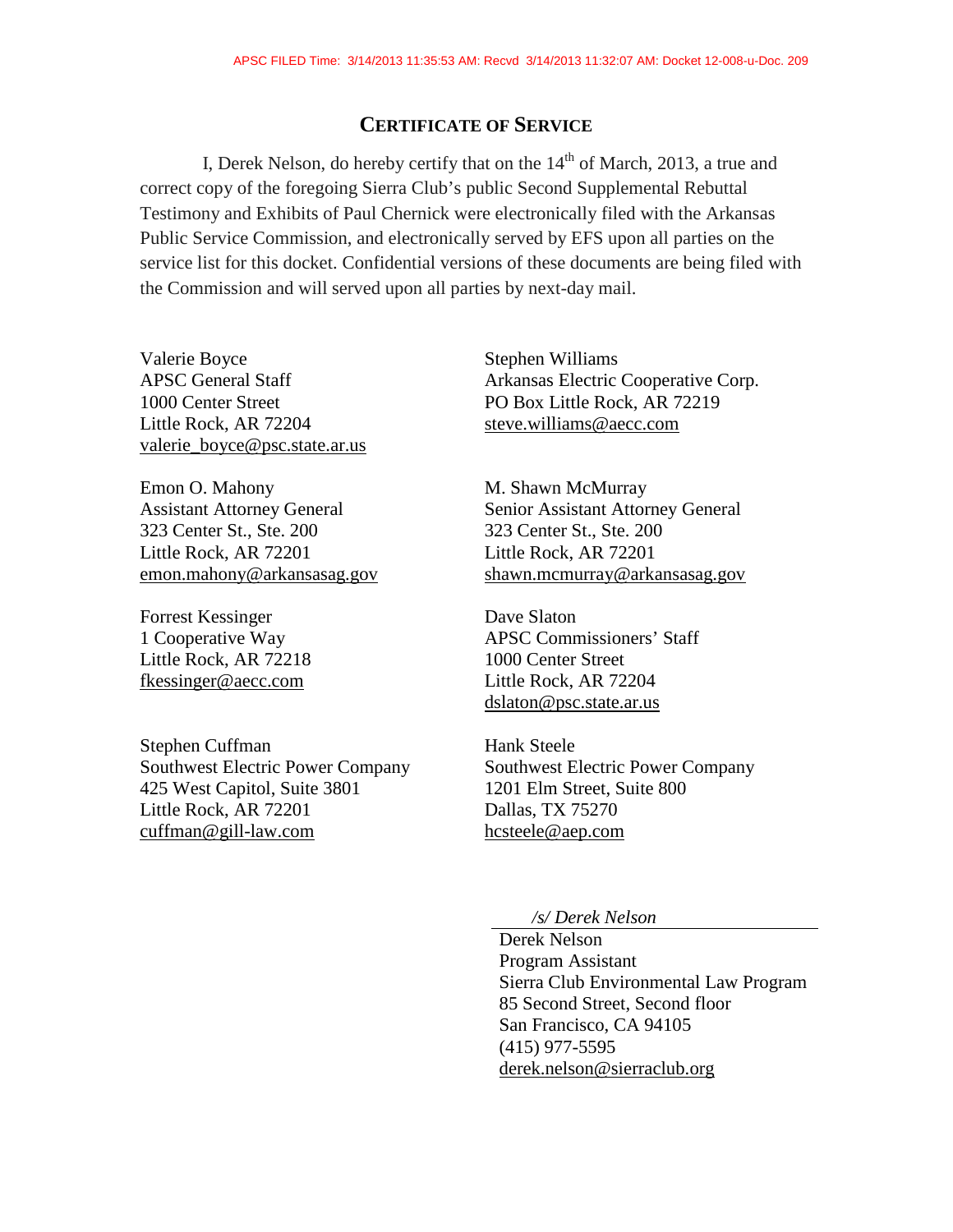APSC FILED Time: 3/14/2013 11:35:53 AM: Recvd 3/14/2013 11:32:07 AM: Docket 12-008-u-Doc. 209

## CERTIFICATE OF SERVICE

I, Derek Nelson, do hereby certify that on the 14th of March, 2013, a true and correct copy of the foregoing Sierra Club's public Second Supplemental Rebuttal Testimony and Exhibits of Paul Chernick were electronically filed with the Arkansas Public Service Commission, and electronically served by EFS upon all parties on the service list for this docket. Confidential versions of these documents are being filed with the Commission and will served upon all parties by next-day mail.

Valerie Boyce
APSC General Staff
1000 Center Street
Little Rock, AR 72204
valerie_boyce@psc.state.ar.us

Stephen Williams
Arkansas Electric Cooperative Corp.
PO Box Little Rock, AR 72219
steve.williams@aecc.com

Emon O. Mahony
Assistant Attorney General
323 Center St., Ste. 200
Little Rock, AR 72201
emon.mahony@arkansasag.gov

M. Shawn McMurray
Senior Assistant Attorney General
323 Center St., Ste. 200
Little Rock, AR 72201
shawn.mcmurray@arkansasag.gov

Forrest Kessinger
1 Cooperative Way
Little Rock, AR 72218
fkessinger@aecc.com

Dave Slaton
APSC Commissioners' Staff
1000 Center Street
Little Rock, AR 72204
dslaton@psc.state.ar.us

Stephen Cuffman
Southwest Electric Power Company
425 West Capitol, Suite 3801
Little Rock, AR 72201
cuffman@gill-law.com

Hank Steele
Southwest Electric Power Company
1201 Elm Street, Suite 800
Dallas, TX 75270
hcsteele@aep.com

*/s/ Derek Nelson*
Derek Nelson
Program Assistant
Sierra Club Environmental Law Program
85 Second Street, Second floor
San Francisco, CA 94105
(415) 977-5595
derek.nelson@sierraclub.org